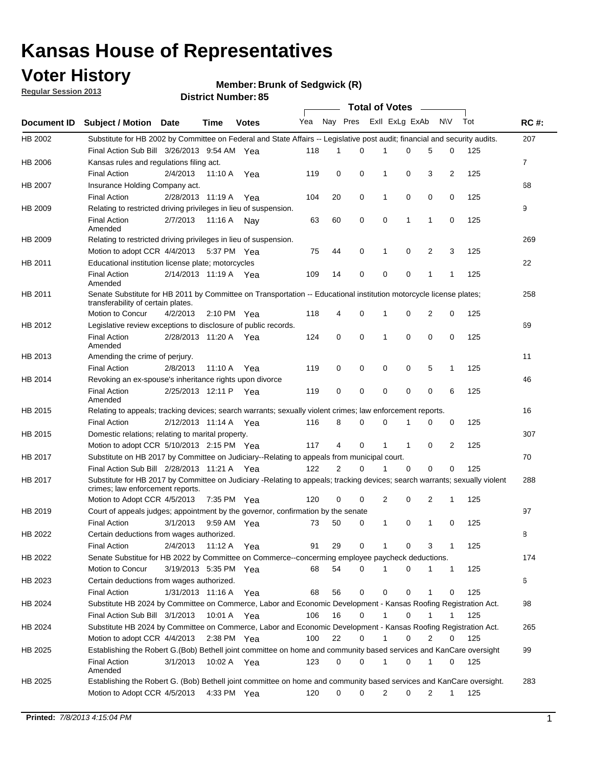# Kansas House of Representatives

## Voter History

**Regular Session 2013**

**Member: Brunk of Sedgwick (R)**

**District Number: 85**

| Document ID | Subject / Motion | Date | Time | Votes | Yea | Nay | Pres | ExII | ExLg | ExAb | N\V | Tot | RC #: |
|---|---|---|---|---|---|---|---|---|---|---|---|---|---|
| HB 2002 | Substitute for HB 2002 by Committee on Federal and State Affairs -- Legislative post audit; financial and security audits. | | | | | | | | | | | | 207 |
| | Final Action Sub Bill | 3/26/2013 | 9:54 AM | Yea | 118 | 1 | 0 | 1 | 0 | 5 | 0 | 125 | |
| HB 2006 | Kansas rules and regulations filing act. | | | | | | | | | | | | 7 |
| | Final Action | 2/4/2013 | 11:10 A | Yea | 119 | 0 | 0 | 1 | 0 | 3 | 2 | 125 | |
| HB 2007 | Insurance Holding Company act. | | | | | | | | | | | | 68 |
| | Final Action | 2/28/2013 | 11:19 A | Yea | 104 | 20 | 0 | 1 | 0 | 0 | 0 | 125 | |
| HB 2009 | Relating to restricted driving privileges in lieu of suspension. | | | | | | | | | | | | 9 |
| | Final Action Amended | 2/7/2013 | 11:16 A | Nay | 63 | 60 | 0 | 0 | 1 | 1 | 0 | 125 | |
| HB 2009 | Relating to restricted driving privileges in lieu of suspension. | | | | | | | | | | | | 269 |
| | Motion to adopt CCR | 4/4/2013 | 5:37 PM | Yea | 75 | 44 | 0 | 1 | 0 | 2 | 3 | 125 | |
| HB 2011 | Educational institution license plate; motorcycles | | | | | | | | | | | | 22 |
| | Final Action Amended | 2/14/2013 | 11:19 A | Yea | 109 | 14 | 0 | 0 | 0 | 1 | 1 | 125 | |
| HB 2011 | Senate Substitute for HB 2011 by Committee on Transportation -- Educational institution motorcycle license plates; transferability of certain plates. | | | | | | | | | | | | 258 |
| | Motion to Concur | 4/2/2013 | 2:10 PM | Yea | 118 | 4 | 0 | 1 | 0 | 2 | 0 | 125 | |
| HB 2012 | Legislative review exceptions to disclosure of public records. | | | | | | | | | | | | 69 |
| | Final Action Amended | 2/28/2013 | 11:20 A | Yea | 124 | 0 | 0 | 1 | 0 | 0 | 0 | 125 | |
| HB 2013 | Amending the crime of perjury. | | | | | | | | | | | | 11 |
| | Final Action | 2/8/2013 | 11:10 A | Yea | 119 | 0 | 0 | 0 | 0 | 5 | 1 | 125 | |
| HB 2014 | Revoking an ex-spouse's inheritance rights upon divorce | | | | | | | | | | | | 46 |
| | Final Action Amended | 2/25/2013 | 12:11 P | Yea | 119 | 0 | 0 | 0 | 0 | 0 | 6 | 125 | |
| HB 2015 | Relating to appeals; tracking devices; search warrants; sexually violent crimes; law enforcement reports. | | | | | | | | | | | | 16 |
| | Final Action | 2/12/2013 | 11:14 A | Yea | 116 | 8 | 0 | 0 | 1 | 0 | 0 | 125 | |
| HB 2015 | Domestic relations; relating to marital property. | | | | | | | | | | | | 307 |
| | Motion to adopt CCR | 5/10/2013 | 2:15 PM | Yea | 117 | 4 | 0 | 1 | 1 | 0 | 2 | 125 | |
| HB 2017 | Substitute on HB 2017 by Committee on Judiciary--Relating to appeals from municipal court. | | | | | | | | | | | | 70 |
| | Final Action Sub Bill | 2/28/2013 | 11:21 A | Yea | 122 | 2 | 0 | 1 | 0 | 0 | 0 | 125 | |
| HB 2017 | Substitute for HB 2017 by Committee on Judiciary -Relating to appeals; tracking devices; search warrants; sexually violent crimes; law enforcement reports. | | | | | | | | | | | | 288 |
| | Motion to Adopt CCR | 4/5/2013 | 7:35 PM | Yea | 120 | 0 | 0 | 2 | 0 | 2 | 1 | 125 | |
| HB 2019 | Court of appeals judges; appointment by the governor, confirmation by the senate | | | | | | | | | | | | 97 |
| | Final Action | 3/1/2013 | 9:59 AM | Yea | 73 | 50 | 0 | 1 | 0 | 1 | 0 | 125 | |
| HB 2022 | Certain deductions from wages authorized. | | | | | | | | | | | | 8 |
| | Final Action | 2/4/2013 | 11:12 A | Yea | 91 | 29 | 0 | 1 | 0 | 3 | 1 | 125 | |
| HB 2022 | Senate Substitue for HB 2022 by Committee on Commerce--concerning employee paycheck deductions. | | | | | | | | | | | | 174 |
| | Motion to Concur | 3/19/2013 | 5:35 PM | Yea | 68 | 54 | 0 | 1 | 0 | 1 | 1 | 125 | |
| HB 2023 | Certain deductions from wages authorized. | | | | | | | | | | | | 6 |
| | Final Action | 1/31/2013 | 11:16 A | Yea | 68 | 56 | 0 | 0 | 0 | 1 | 0 | 125 | |
| HB 2024 | Substitute HB 2024 by Committee on Commerce, Labor and Economic Development - Kansas Roofing Registration Act. | | | | | | | | | | | | 98 |
| | Final Action Sub Bill | 3/1/2013 | 10:01 A | Yea | 106 | 16 | 0 | 1 | 0 | 1 | 1 | 125 | |
| HB 2024 | Substitute HB 2024 by Committee on Commerce, Labor and Economic Development - Kansas Roofing Registration Act. | | | | | | | | | | | | 265 |
| | Motion to adopt CCR | 4/4/2013 | 2:38 PM | Yea | 100 | 22 | 0 | 1 | 0 | 2 | 0 | 125 | |
| HB 2025 | Establishing the Robert G.(Bob) Bethell joint committee on home and community based services and KanCare oversight | | | | | | | | | | | | 99 |
| | Final Action Amended | 3/1/2013 | 10:02 A | Yea | 123 | 0 | 0 | 1 | 0 | 1 | 0 | 125 | |
| HB 2025 | Establishing the Robert G. (Bob) Bethell joint committee on home and community based services and KanCare oversight. | | | | | | | | | | | | 283 |
| | Motion to Adopt CCR | 4/5/2013 | 4:33 PM | Yea | 120 | 0 | 0 | 2 | 0 | 2 | 1 | 125 | |

**Printed:** *7/8/2013 4:15:04 PM*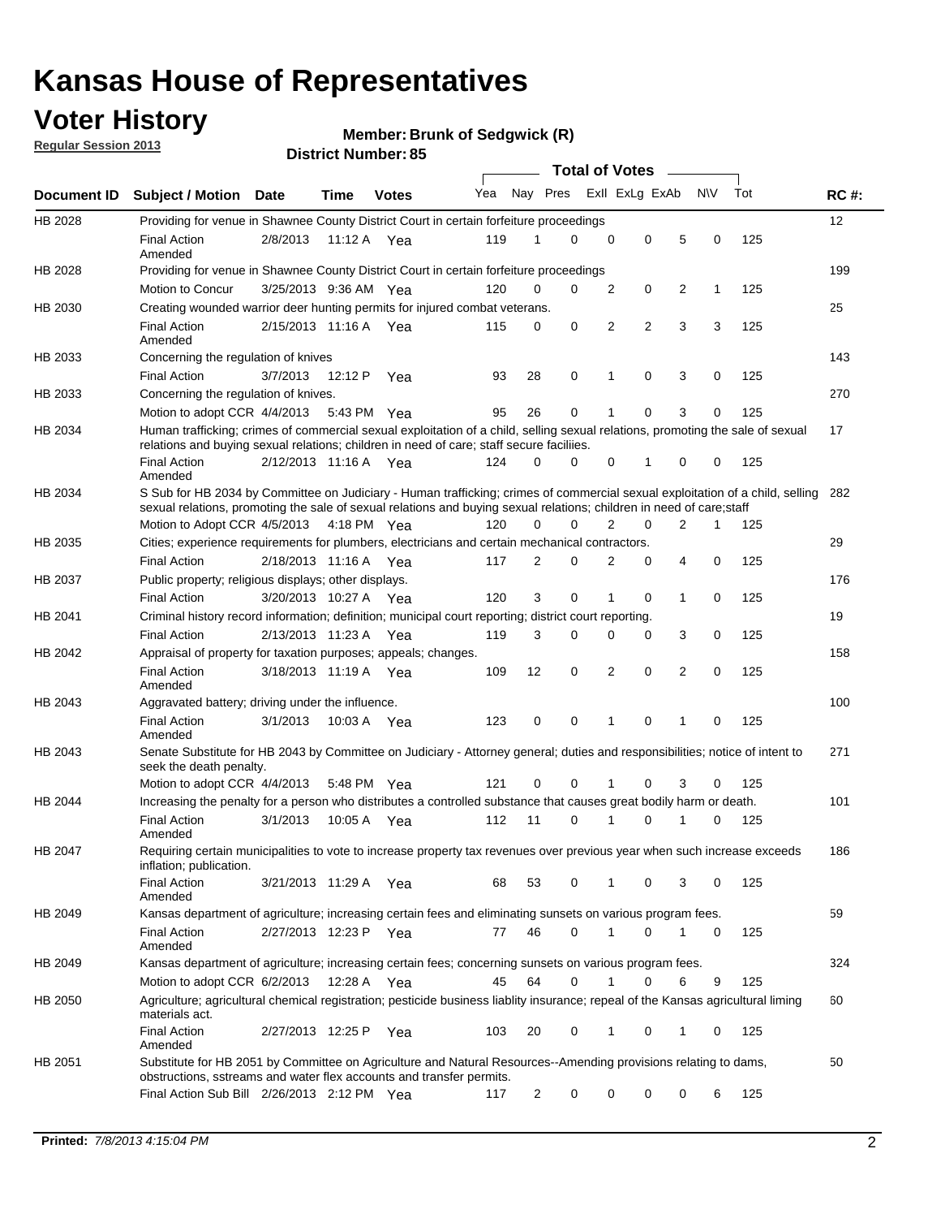# Kansas House of Representatives

## Voter History

**Regular Session 2013**

**Member: Brunk of Sedgwick (R)**

**District Number: 85**

| Document ID | Subject / Motion | Date | Time | Votes | Yea | Nay | Pres | ExII | ExLg | ExAb | N\V | Tot | RC #: |
|---|---|---|---|---|---|---|---|---|---|---|---|---|---|
| HB 2028 | Providing for venue in Shawnee County District Court in certain forfeiture proceedings | | | | | | | | | | | | 12 |
| | Final Action Amended | 2/8/2013 | 11:12 A | Yea | 119 | 1 | 0 | 0 | 0 | 5 | 0 | 125 | |
| HB 2028 | Providing for venue in Shawnee County District Court in certain forfeiture proceedings | | | | | | | | | | | | 199 |
| | Motion to Concur | 3/25/2013 | 9:36 AM | Yea | 120 | 0 | 0 | 2 | 0 | 2 | 1 | 125 | |
| HB 2030 | Creating wounded warrior deer hunting permits for injured combat veterans. | | | | | | | | | | | | 25 |
| | Final Action Amended | 2/15/2013 | 11:16 A | Yea | 115 | 0 | 0 | 2 | 2 | 3 | 3 | 125 | |
| HB 2033 | Concerning the regulation of knives | | | | | | | | | | | | 143 |
| | Final Action | 3/7/2013 | 12:12 P | Yea | 93 | 28 | 0 | 1 | 0 | 3 | 0 | 125 | |
| HB 2033 | Concerning the regulation of knives. | | | | | | | | | | | | 270 |
| | Motion to adopt CCR | 4/4/2013 | 5:43 PM | Yea | 95 | 26 | 0 | 1 | 0 | 3 | 0 | 125 | |
| HB 2034 | Human trafficking; crimes of commercial sexual exploitation of a child, selling sexual relations, promoting the sale of sexual relations and buying sexual relations; children in need of care; staff secure faciliies. | | | | | | | | | | | | 17 |
| | Final Action Amended | 2/12/2013 | 11:16 A | Yea | 124 | 0 | 0 | 0 | 1 | 0 | 0 | 125 | |
| HB 2034 | S Sub for HB 2034 by Committee on Judiciary - Human trafficking; crimes of commercial sexual exploitation of a child, selling sexual relations, promoting the sale of sexual relations and buying sexual relations; children in need of care;staff | | | | | | | | | | | | 282 |
| | Motion to Adopt CCR | 4/5/2013 | 4:18 PM | Yea | 120 | 0 | 0 | 2 | 0 | 2 | 1 | 125 | |
| HB 2035 | Cities; experience requirements for plumbers, electricians and certain mechanical contractors. | | | | | | | | | | | | 29 |
| | Final Action | 2/18/2013 | 11:16 A | Yea | 117 | 2 | 0 | 2 | 0 | 4 | 0 | 125 | |
| HB 2037 | Public property; religious displays; other displays. | | | | | | | | | | | | 176 |
| | Final Action | 3/20/2013 | 10:27 A | Yea | 120 | 3 | 0 | 1 | 0 | 1 | 0 | 125 | |
| HB 2041 | Criminal history record information; definition; municipal court reporting; district court reporting. | | | | | | | | | | | | 19 |
| | Final Action | 2/13/2013 | 11:23 A | Yea | 119 | 3 | 0 | 0 | 0 | 3 | 0 | 125 | |
| HB 2042 | Appraisal of property for taxation purposes; appeals; changes. | | | | | | | | | | | | 158 |
| | Final Action Amended | 3/18/2013 | 11:19 A | Yea | 109 | 12 | 0 | 2 | 0 | 2 | 0 | 125 | |
| HB 2043 | Aggravated battery; driving under the influence. | | | | | | | | | | | | 100 |
| | Final Action Amended | 3/1/2013 | 10:03 A | Yea | 123 | 0 | 0 | 1 | 0 | 1 | 0 | 125 | |
| HB 2043 | Senate Substitute for HB 2043 by Committee on Judiciary - Attorney general; duties and responsibilities; notice of intent to seek the death penalty. | | | | | | | | | | | | 271 |
| | Motion to adopt CCR | 4/4/2013 | 5:48 PM | Yea | 121 | 0 | 0 | 1 | 0 | 3 | 0 | 125 | |
| HB 2044 | Increasing the penalty for a person who distributes a controlled substance that causes great bodily harm or death. | | | | | | | | | | | | 101 |
| | Final Action Amended | 3/1/2013 | 10:05 A | Yea | 112 | 11 | 0 | 1 | 0 | 1 | 0 | 125 | |
| HB 2047 | Requiring certain municipalities to vote to increase property tax revenues over previous year when such increase exceeds inflation; publication. | | | | | | | | | | | | 186 |
| | Final Action Amended | 3/21/2013 | 11:29 A | Yea | 68 | 53 | 0 | 1 | 0 | 3 | 0 | 125 | |
| HB 2049 | Kansas department of agriculture; increasing certain fees and eliminating sunsets on various program fees. | | | | | | | | | | | | 59 |
| | Final Action Amended | 2/27/2013 | 12:23 P | Yea | 77 | 46 | 0 | 1 | 0 | 1 | 0 | 125 | |
| HB 2049 | Kansas department of agriculture; increasing certain fees; concerning sunsets on various program fees. | | | | | | | | | | | | 324 |
| | Motion to adopt CCR | 6/2/2013 | 12:28 A | Yea | 45 | 64 | 0 | 1 | 0 | 6 | 9 | 125 | |
| HB 2050 | Agriculture; agricultural chemical registration; pesticide business liablity insurance; repeal of the Kansas agricultural liming materials act. | | | | | | | | | | | | 60 |
| | Final Action Amended | 2/27/2013 | 12:25 P | Yea | 103 | 20 | 0 | 1 | 0 | 1 | 0 | 125 | |
| HB 2051 | Substitute for HB 2051 by Committee on Agriculture and Natural Resources--Amending provisions relating to dams, obstructions, sstreams and water flex accounts and transfer permits. | | | | | | | | | | | | 50 |
| | Final Action Sub Bill | 2/26/2013 | 2:12 PM | Yea | 117 | 2 | 0 | 0 | 0 | 0 | 6 | 125 | |

**Printed:** *7/8/2013 4:15:04 PM*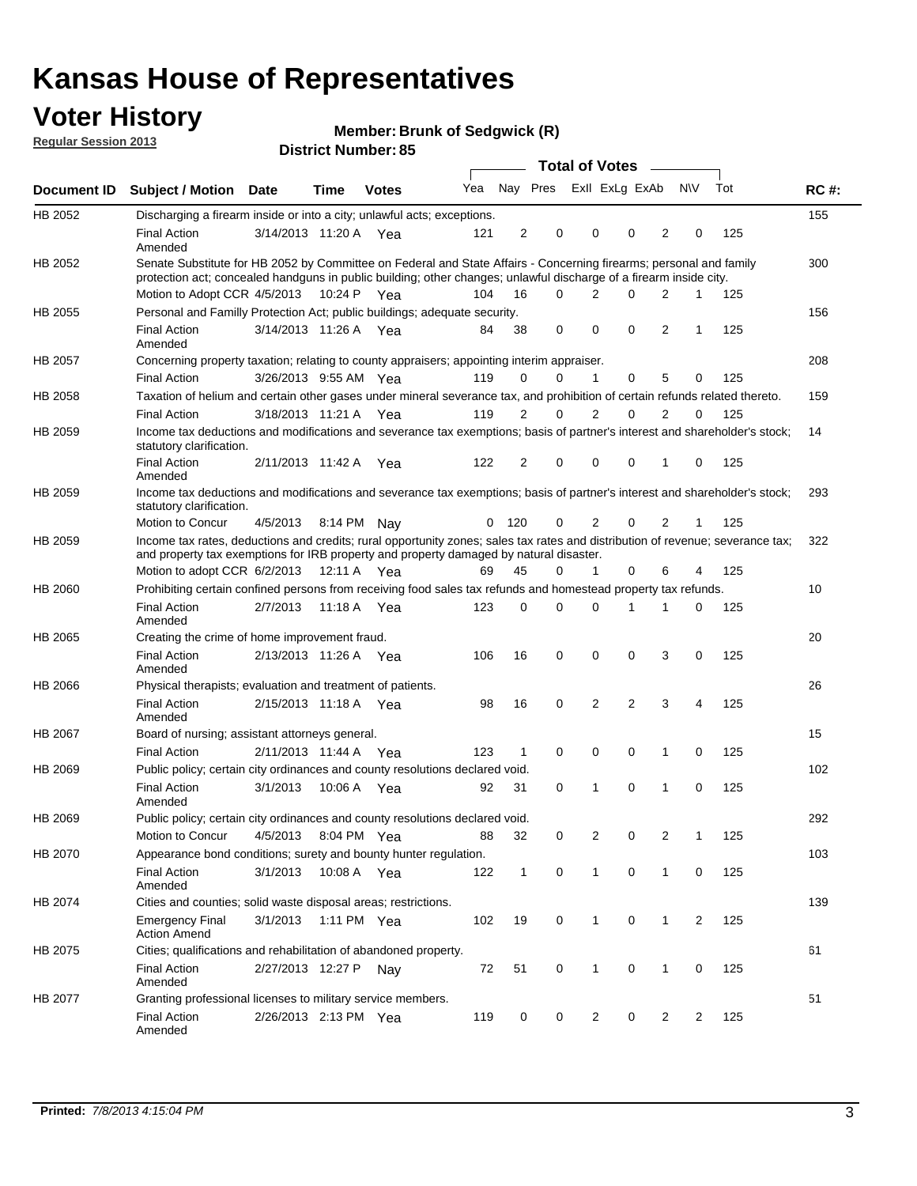# Kansas House of Representatives

## Voter History

**Regular Session 2013**

**Member: Brunk of Sedgwick (R)**

**District Number: 85**

| Document ID | Subject / Motion | Date | Time | Votes | Yea | Nay | Pres | ExII | ExLg | ExAb | N\V | Tot | RC #: |
|---|---|---|---|---|---|---|---|---|---|---|---|---|---|
| HB 2052 | Discharging a firearm inside or into a city; unlawful acts; exceptions. | | | | | | | | | | | | 155 |
| | Final Action Amended | 3/14/2013 | 11:20 A | Yea | 121 | 2 | 0 | 0 | 0 | 2 | 0 | 125 | |
| HB 2052 | Senate Substitute for HB 2052 by Committee on Federal and State Affairs - Concerning firearms; personal and family protection act; concealed handguns in public building; other changes; unlawful discharge of a firearm inside city. | | | | | | | | | | | | 300 |
| | Motion to Adopt CCR | 4/5/2013 | 10:24 P | Yea | 104 | 16 | 0 | 2 | 0 | 2 | 1 | 125 | |
| HB 2055 | Personal and Familly Protection Act; public buildings; adequate security. | | | | | | | | | | | | 156 |
| | Final Action Amended | 3/14/2013 | 11:26 A | Yea | 84 | 38 | 0 | 0 | 0 | 2 | 1 | 125 | |
| HB 2057 | Concerning property taxation; relating to county appraisers; appointing interim appraiser. | | | | | | | | | | | | 208 |
| | Final Action | 3/26/2013 | 9:55 AM | Yea | 119 | 0 | 0 | 1 | 0 | 5 | 0 | 125 | |
| HB 2058 | Taxation of helium and certain other gases under mineral severance tax, and prohibition of certain refunds related thereto. | | | | | | | | | | | | 159 |
| | Final Action | 3/18/2013 | 11:21 A | Yea | 119 | 2 | 0 | 2 | 0 | 2 | 0 | 125 | |
| HB 2059 | Income tax deductions and modifications and severance tax exemptions; basis of partner's interest and shareholder's stock; statutory clarification. | | | | | | | | | | | | 14 |
| | Final Action Amended | 2/11/2013 | 11:42 A | Yea | 122 | 2 | 0 | 0 | 0 | 1 | 0 | 125 | |
| HB 2059 | Income tax deductions and modifications and severance tax exemptions; basis of partner's interest and shareholder's stock; statutory clarification. | | | | | | | | | | | | 293 |
| | Motion to Concur | 4/5/2013 | 8:14 PM | Nay | 0 | 120 | 0 | 2 | 0 | 2 | 1 | 125 | |
| HB 2059 | Income tax rates, deductions and credits; rural opportunity zones; sales tax rates and distribution of revenue; severance tax; and property tax exemptions for IRB property and property damaged by natural disaster. | | | | | | | | | | | | 322 |
| | Motion to adopt CCR | 6/2/2013 | 12:11 A | Yea | 69 | 45 | 0 | 1 | 0 | 6 | 4 | 125 | |
| HB 2060 | Prohibiting certain confined persons from receiving food sales tax refunds and homestead property tax refunds. | | | | | | | | | | | | 10 |
| | Final Action Amended | 2/7/2013 | 11:18 A | Yea | 123 | 0 | 0 | 0 | 1 | 1 | 0 | 125 | |
| HB 2065 | Creating the crime of home improvement fraud. | | | | | | | | | | | | 20 |
| | Final Action Amended | 2/13/2013 | 11:26 A | Yea | 106 | 16 | 0 | 0 | 0 | 3 | 0 | 125 | |
| HB 2066 | Physical therapists; evaluation and treatment of patients. | | | | | | | | | | | | 26 |
| | Final Action Amended | 2/15/2013 | 11:18 A | Yea | 98 | 16 | 0 | 2 | 2 | 3 | 4 | 125 | |
| HB 2067 | Board of nursing; assistant attorneys general. | | | | | | | | | | | | 15 |
| | Final Action | 2/11/2013 | 11:44 A | Yea | 123 | 1 | 0 | 0 | 0 | 1 | 0 | 125 | |
| HB 2069 | Public policy; certain city ordinances and county resolutions declared void. | | | | | | | | | | | | 102 |
| | Final Action Amended | 3/1/2013 | 10:06 A | Yea | 92 | 31 | 0 | 1 | 0 | 1 | 0 | 125 | |
| HB 2069 | Public policy; certain city ordinances and county resolutions declared void. | | | | | | | | | | | | 292 |
| | Motion to Concur | 4/5/2013 | 8:04 PM | Yea | 88 | 32 | 0 | 2 | 0 | 2 | 1 | 125 | |
| HB 2070 | Appearance bond conditions; surety and bounty hunter regulation. | | | | | | | | | | | | 103 |
| | Final Action Amended | 3/1/2013 | 10:08 A | Yea | 122 | 1 | 0 | 1 | 0 | 1 | 0 | 125 | |
| HB 2074 | Cities and counties; solid waste disposal areas; restrictions. | | | | | | | | | | | | 139 |
| | Emergency Final Action Amend | 3/1/2013 | 1:11 PM | Yea | 102 | 19 | 0 | 1 | 0 | 1 | 2 | 125 | |
| HB 2075 | Cities; qualifications and rehabilitation of abandoned property. | | | | | | | | | | | | 61 |
| | Final Action Amended | 2/27/2013 | 12:27 P | Nay | 72 | 51 | 0 | 1 | 0 | 1 | 0 | 125 | |
| HB 2077 | Granting professional licenses to military service members. | | | | | | | | | | | | 51 |
| | Final Action Amended | 2/26/2013 | 2:13 PM | Yea | 119 | 0 | 0 | 2 | 0 | 2 | 2 | 125 | |

**Printed:** *7/8/2013 4:15:04 PM*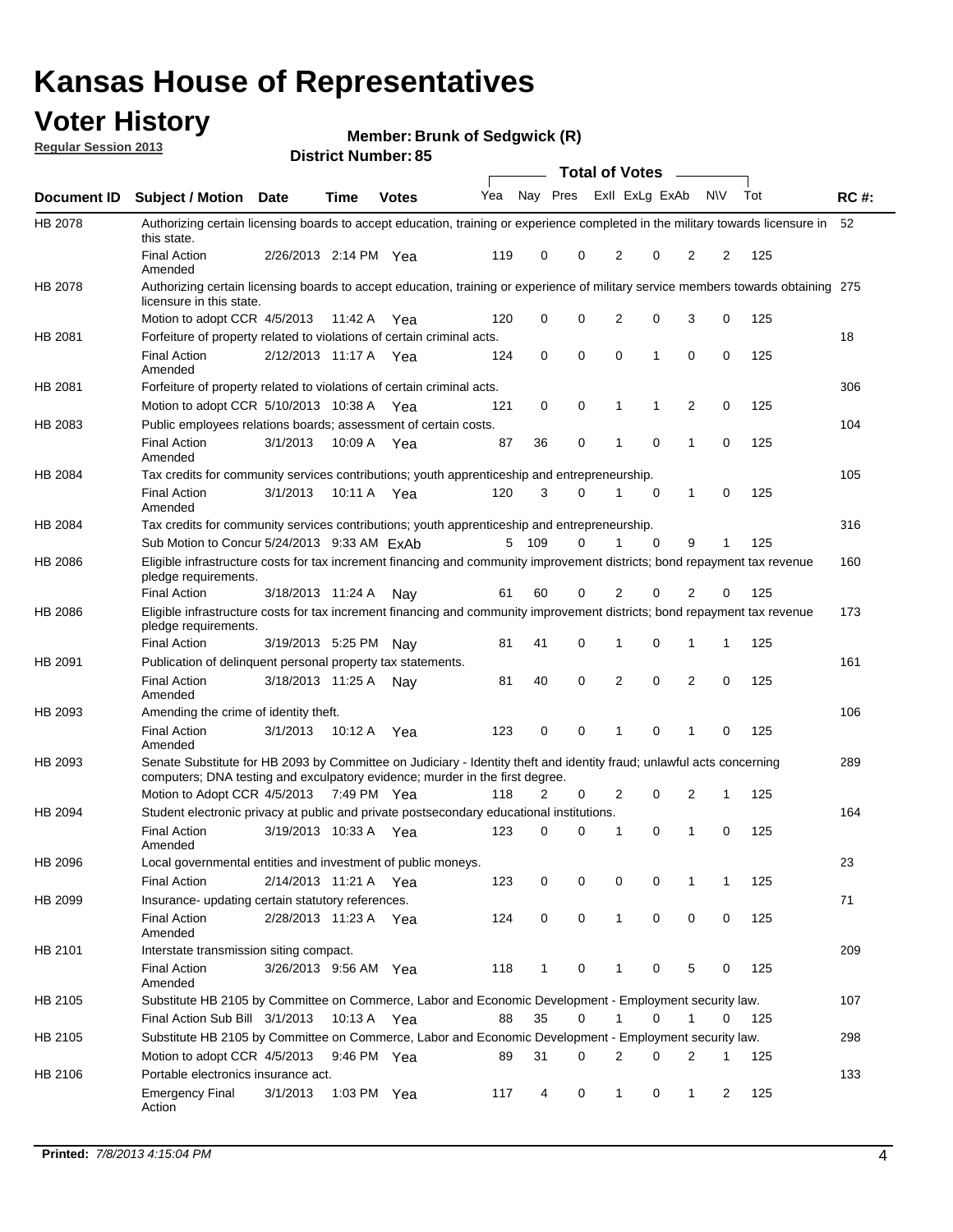# Kansas House of Representatives

## Voter History

**Regular Session 2013**

**Member: Brunk of Sedgwick (R)**

**District Number: 85**

| Document ID | Subject / Motion | Date | Time | Votes | Yea | Nay | Pres | ExII | ExLg | ExAb | N\V | Tot | RC #: |
|---|---|---|---|---|---|---|---|---|---|---|---|---|---|
| HB 2078 | Authorizing certain licensing boards to accept education, training or experience completed in the military towards licensure in this state. | | | | | | | | | | | | 52 |
| | Final Action Amended | 2/26/2013 | 2:14 PM | Yea | 119 | 0 | 0 | 2 | 0 | 2 | 2 | 125 | |
| HB 2078 | Authorizing certain licensing boards to accept education, training or experience of military service members towards obtaining licensure in this state. | | | | | | | | | | | | 275 |
| | Motion to adopt CCR | 4/5/2013 | 11:42 A | Yea | 120 | 0 | 0 | 2 | 0 | 3 | 0 | 125 | |
| HB 2081 | Forfeiture of property related to violations of certain criminal acts. | | | | | | | | | | | | 18 |
| | Final Action Amended | 2/12/2013 | 11:17 A | Yea | 124 | 0 | 0 | 0 | 1 | 0 | 0 | 125 | |
| HB 2081 | Forfeiture of property related to violations of certain criminal acts. | | | | | | | | | | | | 306 |
| | Motion to adopt CCR | 5/10/2013 | 10:38 A | Yea | 121 | 0 | 0 | 1 | 1 | 2 | 0 | 125 | |
| HB 2083 | Public employees relations boards; assessment of certain costs. | | | | | | | | | | | | 104 |
| | Final Action Amended | 3/1/2013 | 10:09 A | Yea | 87 | 36 | 0 | 1 | 0 | 1 | 0 | 125 | |
| HB 2084 | Tax credits for community services contributions; youth apprenticeship and entrepreneurship. | | | | | | | | | | | | 105 |
| | Final Action Amended | 3/1/2013 | 10:11 A | Yea | 120 | 3 | 0 | 1 | 0 | 1 | 0 | 125 | |
| HB 2084 | Tax credits for community services contributions; youth apprenticeship and entrepreneurship. | | | | | | | | | | | | 316 |
| | Sub Motion to Concur | 5/24/2013 | 9:33 AM | ExAb | 5 | 109 | 0 | 1 | 0 | 9 | 1 | 125 | |
| HB 2086 | Eligible infrastructure costs for tax increment financing and community improvement districts; bond repayment tax revenue pledge requirements. | | | | | | | | | | | | 160 |
| | Final Action | 3/18/2013 | 11:24 A | Nay | 61 | 60 | 0 | 2 | 0 | 2 | 0 | 125 | |
| HB 2086 | Eligible infrastructure costs for tax increment financing and community improvement districts; bond repayment tax revenue pledge requirements. | | | | | | | | | | | | 173 |
| | Final Action | 3/19/2013 | 5:25 PM | Nay | 81 | 41 | 0 | 1 | 0 | 1 | 1 | 125 | |
| HB 2091 | Publication of delinquent personal property tax statements. | | | | | | | | | | | | 161 |
| | Final Action Amended | 3/18/2013 | 11:25 A | Nay | 81 | 40 | 0 | 2 | 0 | 2 | 0 | 125 | |
| HB 2093 | Amending the crime of identity theft. | | | | | | | | | | | | 106 |
| | Final Action Amended | 3/1/2013 | 10:12 A | Yea | 123 | 0 | 0 | 1 | 0 | 1 | 0 | 125 | |
| HB 2093 | Senate Substitute for HB 2093 by Committee on Judiciary - Identity theft and identity fraud; unlawful acts concerning computers; DNA testing and exculpatory evidence; murder in the first degree. | | | | | | | | | | | | 289 |
| | Motion to Adopt CCR | 4/5/2013 | 7:49 PM | Yea | 118 | 2 | 0 | 2 | 0 | 2 | 1 | 125 | |
| HB 2094 | Student electronic privacy at public and private postsecondary educational institutions. | | | | | | | | | | | | 164 |
| | Final Action Amended | 3/19/2013 | 10:33 A | Yea | 123 | 0 | 0 | 1 | 0 | 1 | 0 | 125 | |
| HB 2096 | Local governmental entities and investment of public moneys. | | | | | | | | | | | | 23 |
| | Final Action | 2/14/2013 | 11:21 A | Yea | 123 | 0 | 0 | 0 | 0 | 1 | 1 | 125 | |
| HB 2099 | Insurance- updating certain statutory references. | | | | | | | | | | | | 71 |
| | Final Action Amended | 2/28/2013 | 11:23 A | Yea | 124 | 0 | 0 | 1 | 0 | 0 | 0 | 125 | |
| HB 2101 | Interstate transmission siting compact. | | | | | | | | | | | | 209 |
| | Final Action Amended | 3/26/2013 | 9:56 AM | Yea | 118 | 1 | 0 | 1 | 0 | 5 | 0 | 125 | |
| HB 2105 | Substitute HB 2105 by Committee on Commerce, Labor and Economic Development - Employment security law. | | | | | | | | | | | | 107 |
| | Final Action Sub Bill | 3/1/2013 | 10:13 A | Yea | 88 | 35 | 0 | 1 | 0 | 1 | 0 | 125 | |
| HB 2105 | Substitute HB 2105 by Committee on Commerce, Labor and Economic Development - Employment security law. | | | | | | | | | | | | 298 |
| | Motion to adopt CCR | 4/5/2013 | 9:46 PM | Yea | 89 | 31 | 0 | 2 | 0 | 2 | 1 | 125 | |
| HB 2106 | Portable electronics insurance act. | | | | | | | | | | | | 133 |
| | Emergency Final Action | 3/1/2013 | 1:03 PM | Yea | 117 | 4 | 0 | 1 | 0 | 1 | 2 | 125 | |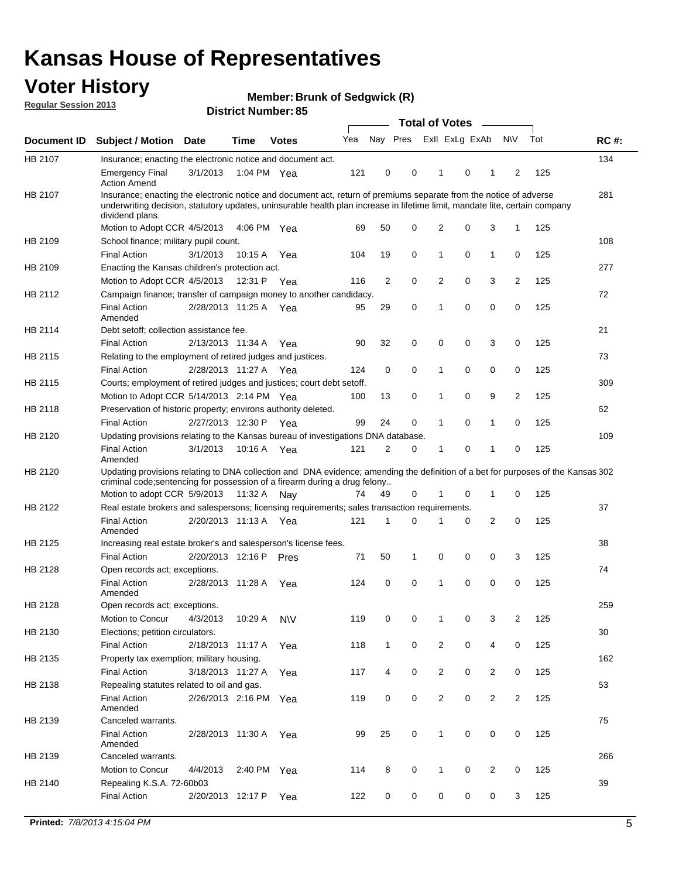# Kansas House of Representatives

## Voter History

**Regular Session 2013**

**Member: Brunk of Sedgwick (R)**

**District Number: 85**

| Document ID | Subject / Motion | Date | Time | Votes | Yea | Nay | Pres | ExII | ExLg | ExAb | N\V | Tot | RC #: |
|---|---|---|---|---|---|---|---|---|---|---|---|---|---|
| HB 2107 | Insurance; enacting the electronic notice and document act. | | | | | | | | | | | | 134 |
| | Emergency Final Action Amend | 3/1/2013 | 1:04 PM | Yea | 121 | 0 | 0 | 1 | 0 | 1 | 2 | 125 | |
| HB 2107 | Insurance; enacting the electronic notice and document act, return of premiums separate from the notice of adverse underwriting decision, statutory updates, uninsurable health plan increase in lifetime limit, mandate lite, certain company dividend plans. | | | | | | | | | | | | 281 |
| | Motion to Adopt CCR | 4/5/2013 | 4:06 PM | Yea | 69 | 50 | 0 | 2 | 0 | 3 | 1 | 125 | |
| HB 2109 | School finance; military pupil count. | | | | | | | | | | | | 108 |
| | Final Action | 3/1/2013 | 10:15 A | Yea | 104 | 19 | 0 | 1 | 0 | 1 | 0 | 125 | |
| HB 2109 | Enacting the Kansas children's protection act. | | | | | | | | | | | | 277 |
| | Motion to Adopt CCR | 4/5/2013 | 12:31 P | Yea | 116 | 2 | 0 | 2 | 0 | 3 | 2 | 125 | |
| HB 2112 | Campaign finance; transfer of campaign money to another candidacy. | | | | | | | | | | | | 72 |
| | Final Action Amended | 2/28/2013 | 11:25 A | Yea | 95 | 29 | 0 | 1 | 0 | 0 | 0 | 125 | |
| HB 2114 | Debt setoff; collection assistance fee. | | | | | | | | | | | | 21 |
| | Final Action | 2/13/2013 | 11:34 A | Yea | 90 | 32 | 0 | 0 | 0 | 3 | 0 | 125 | |
| HB 2115 | Relating to the employment of retired judges and justices. | | | | | | | | | | | | 73 |
| | Final Action | 2/28/2013 | 11:27 A | Yea | 124 | 0 | 0 | 1 | 0 | 0 | 0 | 125 | |
| HB 2115 | Courts; employment of retired judges and justices; court debt setoff. | | | | | | | | | | | | 309 |
| | Motion to Adopt CCR | 5/14/2013 | 2:14 PM | Yea | 100 | 13 | 0 | 1 | 0 | 9 | 2 | 125 | |
| HB 2118 | Preservation of historic property; environs authority deleted. | | | | | | | | | | | | 62 |
| | Final Action | 2/27/2013 | 12:30 P | Yea | 99 | 24 | 0 | 1 | 0 | 1 | 0 | 125 | |
| HB 2120 | Updating provisions relating to the Kansas bureau of investigations DNA database. | | | | | | | | | | | | 109 |
| | Final Action Amended | 3/1/2013 | 10:16 A | Yea | 121 | 2 | 0 | 1 | 0 | 1 | 0 | 125 | |
| HB 2120 | Updating provisions relating to DNA collection and DNA evidence; amending the definition of a bet for purposes of the Kansas criminal code;sentencing for possession of a firearm during a drug felony.. | | | | | | | | | | | | 302 |
| | Motion to adopt CCR | 5/9/2013 | 11:32 A | Nay | 74 | 49 | 0 | 1 | 0 | 1 | 0 | 125 | |
| HB 2122 | Real estate brokers and salespersons; licensing requirements; sales transaction requirements. | | | | | | | | | | | | 37 |
| | Final Action Amended | 2/20/2013 | 11:13 A | Yea | 121 | 1 | 0 | 1 | 0 | 2 | 0 | 125 | |
| HB 2125 | Increasing real estate broker's and salesperson's license fees. | | | | | | | | | | | | 38 |
| | Final Action | 2/20/2013 | 12:16 P | Pres | 71 | 50 | 1 | 0 | 0 | 0 | 3 | 125 | |
| HB 2128 | Open records act; exceptions. | | | | | | | | | | | | 74 |
| | Final Action Amended | 2/28/2013 | 11:28 A | Yea | 124 | 0 | 0 | 1 | 0 | 0 | 0 | 125 | |
| HB 2128 | Open records act; exceptions. | | | | | | | | | | | | 259 |
| | Motion to Concur | 4/3/2013 | 10:29 A | N\V | 119 | 0 | 0 | 1 | 0 | 3 | 2 | 125 | |
| HB 2130 | Elections; petition circulators. | | | | | | | | | | | | 30 |
| | Final Action | 2/18/2013 | 11:17 A | Yea | 118 | 1 | 0 | 2 | 0 | 4 | 0 | 125 | |
| HB 2135 | Property tax exemption; military housing. | | | | | | | | | | | | 162 |
| | Final Action | 3/18/2013 | 11:27 A | Yea | 117 | 4 | 0 | 2 | 0 | 2 | 0 | 125 | |
| HB 2138 | Repealing statutes related to oil and gas. | | | | | | | | | | | | 53 |
| | Final Action Amended | 2/26/2013 | 2:16 PM | Yea | 119 | 0 | 0 | 2 | 0 | 2 | 2 | 125 | |
| HB 2139 | Canceled warrants. | | | | | | | | | | | | 75 |
| | Final Action Amended | 2/28/2013 | 11:30 A | Yea | 99 | 25 | 0 | 1 | 0 | 0 | 0 | 125 | |
| HB 2139 | Canceled warrants. | | | | | | | | | | | | 266 |
| | Motion to Concur | 4/4/2013 | 2:40 PM | Yea | 114 | 8 | 0 | 1 | 0 | 2 | 0 | 125 | |
| HB 2140 | Repealing K.S.A. 72-60b03 | | | | | | | | | | | | 39 |
| | Final Action | 2/20/2013 | 12:17 P | Yea | 122 | 0 | 0 | 0 | 0 | 0 | 3 | 125 | |

**Printed:** *7/8/2013 4:15:04 PM*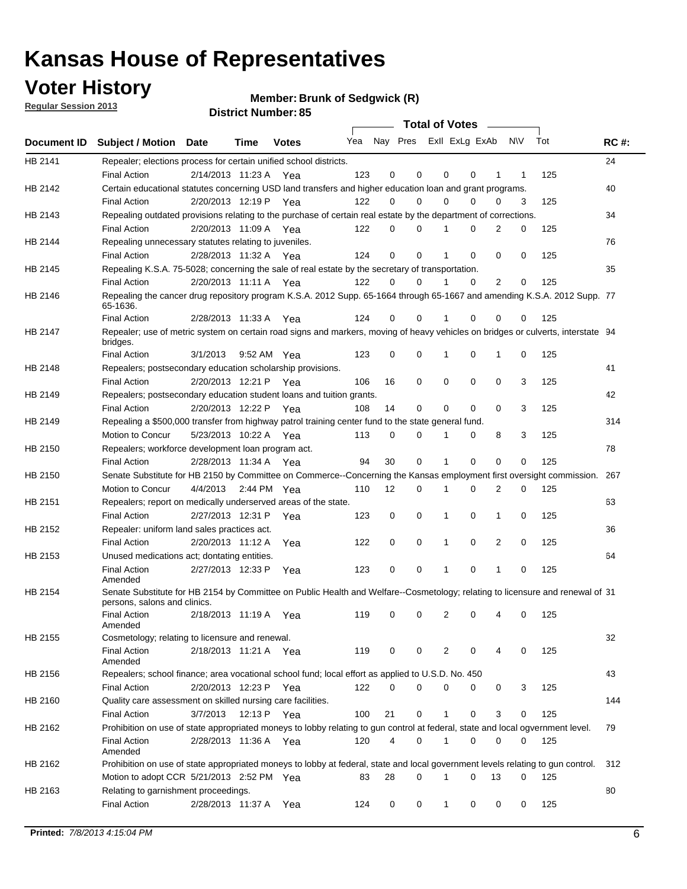# Kansas House of Representatives

## Voter History

**Regular Session 2013**

**Member: Brunk of Sedgwick (R)**

**District Number: 85**

| Document ID | Subject / Motion | Date | Time | Votes | Yea | Nay | Pres | ExII | ExLg | ExAb | N\V | Tot | RC #: |
|---|---|---|---|---|---|---|---|---|---|---|---|---|---|
| HB 2141 | Repealer; elections process for certain unified school districts. | | | | | | | | | | | | 24 |
| | Final Action | 2/14/2013 | 11:23 A | Yea | 123 | 0 | 0 | 0 | 0 | 1 | 1 | 125 | |
| HB 2142 | Certain educational statutes concerning USD land transfers and higher education loan and grant programs. | | | | | | | | | | | | 40 |
| | Final Action | 2/20/2013 | 12:19 P | Yea | 122 | 0 | 0 | 0 | 0 | 0 | 3 | 125 | |
| HB 2143 | Repealing outdated provisions relating to the purchase of certain real estate by the department of corrections. | | | | | | | | | | | | 34 |
| | Final Action | 2/20/2013 | 11:09 A | Yea | 122 | 0 | 0 | 1 | 0 | 2 | 0 | 125 | |
| HB 2144 | Repealing unnecessary statutes relating to juveniles. | | | | | | | | | | | | 76 |
| | Final Action | 2/28/2013 | 11:32 A | Yea | 124 | 0 | 0 | 1 | 0 | 0 | 0 | 125 | |
| HB 2145 | Repealing K.S.A. 75-5028; concerning the sale of real estate by the secretary of transportation. | | | | | | | | | | | | 35 |
| | Final Action | 2/20/2013 | 11:11 A | Yea | 122 | 0 | 0 | 1 | 0 | 2 | 0 | 125 | |
| HB 2146 | Repealing the cancer drug repository program K.S.A. 2012 Supp. 65-1664 through 65-1667 and amending K.S.A. 2012 Supp. 65-1636. | | | | | | | | | | | | 77 |
| | Final Action | 2/28/2013 | 11:33 A | Yea | 124 | 0 | 0 | 1 | 0 | 0 | 0 | 125 | |
| HB 2147 | Repealer; use of metric system on certain road signs and markers, moving of heavy vehicles on bridges or culverts, interstate bridges. | | | | | | | | | | | | 94 |
| | Final Action | 3/1/2013 | 9:52 AM | Yea | 123 | 0 | 0 | 1 | 0 | 1 | 0 | 125 | |
| HB 2148 | Repealers; postsecondary education scholarship provisions. | | | | | | | | | | | | 41 |
| | Final Action | 2/20/2013 | 12:21 P | Yea | 106 | 16 | 0 | 0 | 0 | 0 | 3 | 125 | |
| HB 2149 | Repealers; postsecondary education student loans and tuition grants. | | | | | | | | | | | | 42 |
| | Final Action | 2/20/2013 | 12:22 P | Yea | 108 | 14 | 0 | 0 | 0 | 0 | 3 | 125 | |
| HB 2149 | Repealing a $500,000 transfer from highway patrol training center fund to the state general fund. | | | | | | | | | | | | 314 |
| | Motion to Concur | 5/23/2013 | 10:22 A | Yea | 113 | 0 | 0 | 1 | 0 | 8 | 3 | 125 | |
| HB 2150 | Repealers; workforce development loan program act. | | | | | | | | | | | | 78 |
| | Final Action | 2/28/2013 | 11:34 A | Yea | 94 | 30 | 0 | 1 | 0 | 0 | 0 | 125 | |
| HB 2150 | Senate Substitute for HB 2150 by Committee on Commerce--Concerning the Kansas employment first oversight commission. | | | | | | | | | | | | 267 |
| | Motion to Concur | 4/4/2013 | 2:44 PM | Yea | 110 | 12 | 0 | 1 | 0 | 2 | 0 | 125 | |
| HB 2151 | Repealers; report on medically underserved areas of the state. | | | | | | | | | | | | 63 |
| | Final Action | 2/27/2013 | 12:31 P | Yea | 123 | 0 | 0 | 1 | 0 | 1 | 0 | 125 | |
| HB 2152 | Repealer: uniform land sales practices act. | | | | | | | | | | | | 36 |
| | Final Action | 2/20/2013 | 11:12 A | Yea | 122 | 0 | 0 | 1 | 0 | 2 | 0 | 125 | |
| HB 2153 | Unused medications act; dontating entities. | | | | | | | | | | | | 64 |
| | Final Action Amended | 2/27/2013 | 12:33 P | Yea | 123 | 0 | 0 | 1 | 0 | 1 | 0 | 125 | |
| HB 2154 | Senate Substitute for HB 2154 by Committee on Public Health and Welfare--Cosmetology; relating to licensure and renewal of persons, salons and clinics. | | | | | | | | | | | | 31 |
| | Final Action Amended | 2/18/2013 | 11:19 A | Yea | 119 | 0 | 0 | 2 | 0 | 4 | 0 | 125 | |
| HB 2155 | Cosmetology; relating to licensure and renewal. | | | | | | | | | | | | 32 |
| | Final Action Amended | 2/18/2013 | 11:21 A | Yea | 119 | 0 | 0 | 2 | 0 | 4 | 0 | 125 | |
| HB 2156 | Repealers; school finance; area vocational school fund; local effort as applied to U.S.D. No. 450 | | | | | | | | | | | | 43 |
| | Final Action | 2/20/2013 | 12:23 P | Yea | 122 | 0 | 0 | 0 | 0 | 0 | 3 | 125 | |
| HB 2160 | Quality care assessment on skilled nursing care facilities. | | | | | | | | | | | | 144 |
| | Final Action | 3/7/2013 | 12:13 P | Yea | 100 | 21 | 0 | 1 | 0 | 3 | 0 | 125 | |
| HB 2162 | Prohibition on use of state appropriated moneys to lobby relating to gun control at federal, state and local ogvernment level. | | | | | | | | | | | | 79 |
| | Final Action Amended | 2/28/2013 | 11:36 A | Yea | 120 | 4 | 0 | 1 | 0 | 0 | 0 | 125 | |
| HB 2162 | Prohibition on use of state appropriated moneys to lobby at federal, state and local government levels relating to gun control. | | | | | | | | | | | | 312 |
| | Motion to adopt CCR | 5/21/2013 | 2:52 PM | Yea | 83 | 28 | 0 | 1 | 0 | 13 | 0 | 125 | |
| HB 2163 | Relating to garnishment proceedings. | | | | | | | | | | | | 80 |
| | Final Action | 2/28/2013 | 11:37 A | Yea | 124 | 0 | 0 | 1 | 0 | 0 | 0 | 125 | |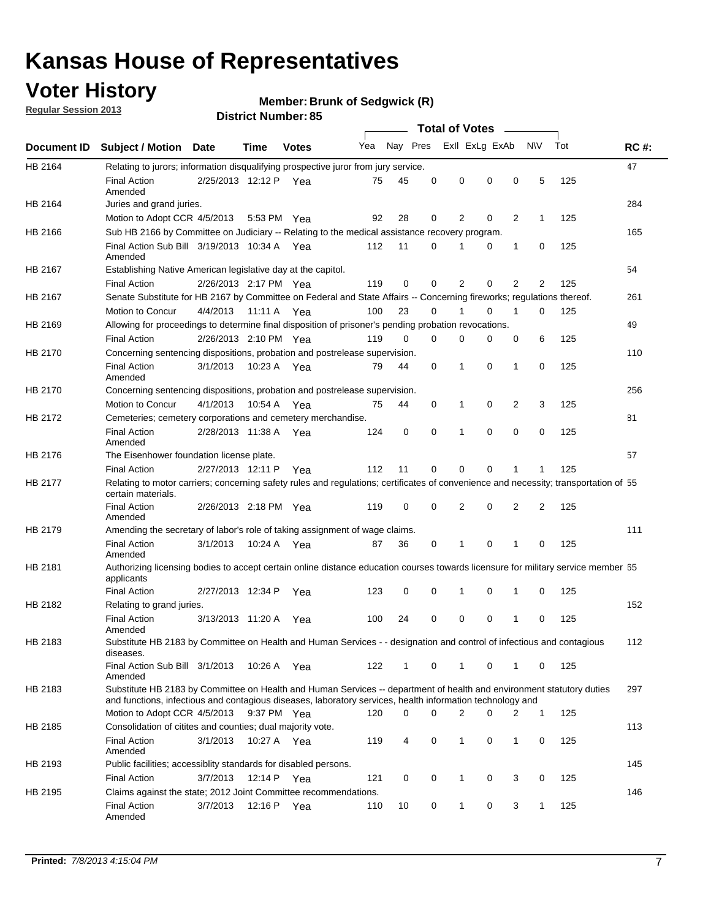# Kansas House of Representatives

## Voter History

**Regular Session 2013**

**Member: Brunk of Sedgwick (R)**

**District Number: 85**

| Document ID | Subject / Motion | Date | Time | Votes | Yea | Nay | Pres | ExII | ExLg | ExAb | N\V | Tot | RC #: |
|---|---|---|---|---|---|---|---|---|---|---|---|---|---|
| HB 2164 | Relating to jurors; information disqualifying prospective juror from jury service. | | | | | | | | | | | | 47 |
| | Final Action Amended | 2/25/2013 | 12:12 P | Yea | 75 | 45 | 0 | 0 | 0 | 0 | 5 | 125 | |
| HB 2164 | Juries and grand juries. | | | | | | | | | | | | 284 |
| | Motion to Adopt CCR | 4/5/2013 | 5:53 PM | Yea | 92 | 28 | 0 | 2 | 0 | 2 | 1 | 125 | |
| HB 2166 | Sub HB 2166 by Committee on Judiciary -- Relating to the medical assistance recovery program. | | | | | | | | | | | | 165 |
| | Final Action Sub Bill Amended | 3/19/2013 | 10:34 A | Yea | 112 | 11 | 0 | 1 | 0 | 1 | 0 | 125 | |
| HB 2167 | Establishing Native American legislative day at the capitol. | | | | | | | | | | | | 54 |
| | Final Action | 2/26/2013 | 2:17 PM | Yea | 119 | 0 | 0 | 2 | 0 | 2 | 2 | 125 | |
| HB 2167 | Senate Substitute for HB 2167 by Committee on Federal and State Affairs -- Concerning fireworks; regulations thereof. | | | | | | | | | | | | 261 |
| | Motion to Concur | 4/4/2013 | 11:11 A | Yea | 100 | 23 | 0 | 1 | 0 | 1 | 0 | 125 | |
| HB 2169 | Allowing for proceedings to determine final disposition of prisoner's pending probation revocations. | | | | | | | | | | | | 49 |
| | Final Action | 2/26/2013 | 2:10 PM | Yea | 119 | 0 | 0 | 0 | 0 | 0 | 6 | 125 | |
| HB 2170 | Concerning sentencing dispositions, probation and postrelease supervision. | | | | | | | | | | | | 110 |
| | Final Action Amended | 3/1/2013 | 10:23 A | Yea | 79 | 44 | 0 | 1 | 0 | 1 | 0 | 125 | |
| HB 2170 | Concerning sentencing dispositions, probation and postrelease supervision. | | | | | | | | | | | | 256 |
| | Motion to Concur | 4/1/2013 | 10:54 A | Yea | 75 | 44 | 0 | 1 | 0 | 2 | 3 | 125 | |
| HB 2172 | Cemeteries; cemetery corporations and cemetery merchandise. | | | | | | | | | | | | 81 |
| | Final Action Amended | 2/28/2013 | 11:38 A | Yea | 124 | 0 | 0 | 1 | 0 | 0 | 0 | 125 | |
| HB 2176 | The Eisenhower foundation license plate. | | | | | | | | | | | | 57 |
| | Final Action | 2/27/2013 | 12:11 P | Yea | 112 | 11 | 0 | 0 | 0 | 1 | 1 | 125 | |
| HB 2177 | Relating to motor carriers; concerning safety rules and regulations; certificates of convenience and necessity; transportation of certain materials. | | | | | | | | | | | | 55 |
| | Final Action Amended | 2/26/2013 | 2:18 PM | Yea | 119 | 0 | 0 | 2 | 0 | 2 | 2 | 125 | |
| HB 2179 | Amending the secretary of labor's role of taking assignment of wage claims. | | | | | | | | | | | | 111 |
| | Final Action Amended | 3/1/2013 | 10:24 A | Yea | 87 | 36 | 0 | 1 | 0 | 1 | 0 | 125 | |
| HB 2181 | Authorizing licensing bodies to accept certain online distance education courses towards licensure for military service member applicants | | | | | | | | | | | | 65 |
| | Final Action | 2/27/2013 | 12:34 P | Yea | 123 | 0 | 0 | 1 | 0 | 1 | 0 | 125 | |
| HB 2182 | Relating to grand juries. | | | | | | | | | | | | 152 |
| | Final Action Amended | 3/13/2013 | 11:20 A | Yea | 100 | 24 | 0 | 0 | 0 | 1 | 0 | 125 | |
| HB 2183 | Substitute HB 2183 by Committee on Health and Human Services - - designation and control of infectious and contagious diseases. | | | | | | | | | | | | 112 |
| | Final Action Sub Bill Amended | 3/1/2013 | 10:26 A | Yea | 122 | 1 | 0 | 1 | 0 | 1 | 0 | 125 | |
| HB 2183 | Substitute HB 2183 by Committee on Health and Human Services -- department of health and environment statutory duties and functions, infectious and contagious diseases, laboratory services, health information technology and | | | | | | | | | | | | 297 |
| | Motion to Adopt CCR | 4/5/2013 | 9:37 PM | Yea | 120 | 0 | 0 | 2 | 0 | 2 | 1 | 125 | |
| HB 2185 | Consolidation of citites and counties; dual majority vote. | | | | | | | | | | | | 113 |
| | Final Action Amended | 3/1/2013 | 10:27 A | Yea | 119 | 4 | 0 | 1 | 0 | 1 | 0 | 125 | |
| HB 2193 | Public facilities; accessiblity standards for disabled persons. | | | | | | | | | | | | 145 |
| | Final Action | 3/7/2013 | 12:14 P | Yea | 121 | 0 | 0 | 1 | 0 | 3 | 0 | 125 | |
| HB 2195 | Claims against the state; 2012 Joint Committee recommendations. | | | | | | | | | | | | 146 |
| | Final Action Amended | 3/7/2013 | 12:16 P | Yea | 110 | 10 | 0 | 1 | 0 | 3 | 1 | 125 | |

**Printed:** *7/8/2013 4:15:04 PM*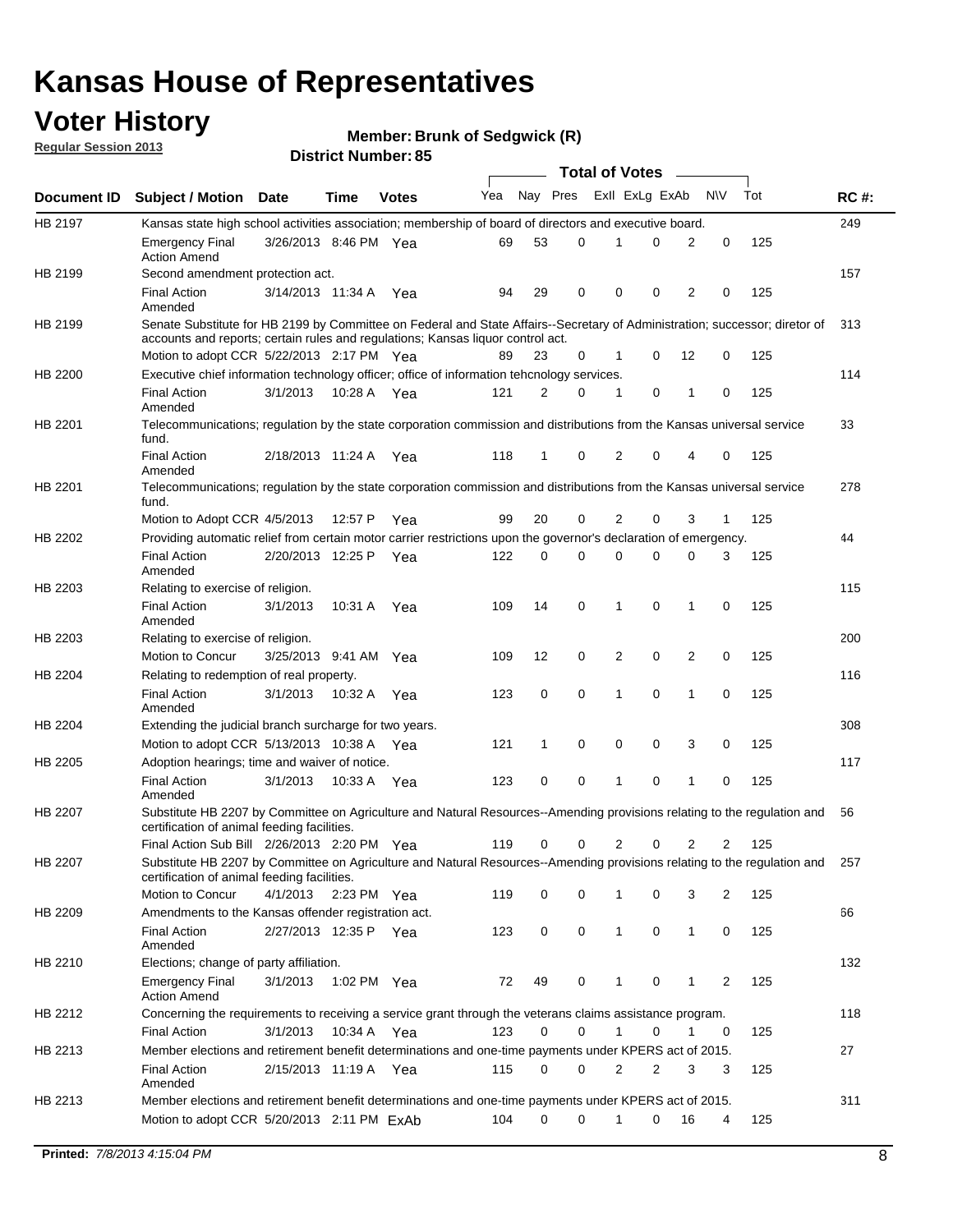# Kansas House of Representatives

## Voter History

**Regular Session 2013**

**Member: Brunk of Sedgwick (R)**

**District Number: 85**

| Document ID | Subject / Motion | Date | Time | Votes | Yea | Nay | Pres | ExII | ExLg | ExAb | N\V | Tot | RC #: |
|---|---|---|---|---|---|---|---|---|---|---|---|---|---|
| HB 2197 | Kansas state high school activities association; membership of board of directors and executive board. | | | | | | | | | | | | 249 |
| | Emergency Final Action Amend | 3/26/2013 | 8:46 PM | Yea | 69 | 53 | 0 | 1 | 0 | 2 | 0 | 125 | |
| HB 2199 | Second amendment protection act. | | | | | | | | | | | | 157 |
| | Final Action Amended | 3/14/2013 | 11:34 A | Yea | 94 | 29 | 0 | 0 | 0 | 2 | 0 | 125 | |
| HB 2199 | Senate Substitute for HB 2199 by Committee on Federal and State Affairs--Secretary of Administration; successor; diretor of accounts and reports; certain rules and regulations; Kansas liquor control act. | | | | | | | | | | | | 313 |
| | Motion to adopt CCR | 5/22/2013 | 2:17 PM | Yea | 89 | 23 | 0 | 1 | 0 | 12 | 0 | 125 | |
| HB 2200 | Executive chief information technology officer; office of information tehcnology services. | | | | | | | | | | | | 114 |
| | Final Action Amended | 3/1/2013 | 10:28 A | Yea | 121 | 2 | 0 | 1 | 0 | 1 | 0 | 125 | |
| HB 2201 | Telecommunications; regulation by the state corporation commission and distributions from the Kansas universal service fund. | | | | | | | | | | | | 33 |
| | Final Action Amended | 2/18/2013 | 11:24 A | Yea | 118 | 1 | 0 | 2 | 0 | 4 | 0 | 125 | |
| HB 2201 | Telecommunications; regulation by the state corporation commission and distributions from the Kansas universal service fund. | | | | | | | | | | | | 278 |
| | Motion to Adopt CCR | 4/5/2013 | 12:57 P | Yea | 99 | 20 | 0 | 2 | 0 | 3 | 1 | 125 | |
| HB 2202 | Providing automatic relief from certain motor carrier restrictions upon the governor's declaration of emergency. | | | | | | | | | | | | 44 |
| | Final Action Amended | 2/20/2013 | 12:25 P | Yea | 122 | 0 | 0 | 0 | 0 | 0 | 3 | 125 | |
| HB 2203 | Relating to exercise of religion. | | | | | | | | | | | | 115 |
| | Final Action Amended | 3/1/2013 | 10:31 A | Yea | 109 | 14 | 0 | 1 | 0 | 1 | 0 | 125 | |
| HB 2203 | Relating to exercise of religion. | | | | | | | | | | | | 200 |
| | Motion to Concur | 3/25/2013 | 9:41 AM | Yea | 109 | 12 | 0 | 2 | 0 | 2 | 0 | 125 | |
| HB 2204 | Relating to redemption of real property. | | | | | | | | | | | | 116 |
| | Final Action Amended | 3/1/2013 | 10:32 A | Yea | 123 | 0 | 0 | 1 | 0 | 1 | 0 | 125 | |
| HB 2204 | Extending the judicial branch surcharge for two years. | | | | | | | | | | | | 308 |
| | Motion to adopt CCR | 5/13/2013 | 10:38 A | Yea | 121 | 1 | 0 | 0 | 0 | 3 | 0 | 125 | |
| HB 2205 | Adoption hearings; time and waiver of notice. | | | | | | | | | | | | 117 |
| | Final Action Amended | 3/1/2013 | 10:33 A | Yea | 123 | 0 | 0 | 1 | 0 | 1 | 0 | 125 | |
| HB 2207 | Substitute HB 2207 by Committee on Agriculture and Natural Resources--Amending provisions relating to the regulation and certification of animal feeding facilities. | | | | | | | | | | | | 56 |
| | Final Action Sub Bill | 2/26/2013 | 2:20 PM | Yea | 119 | 0 | 0 | 2 | 0 | 2 | 2 | 125 | |
| HB 2207 | Substitute HB 2207 by Committee on Agriculture and Natural Resources--Amending provisions relating to the regulation and certification of animal feeding facilities. | | | | | | | | | | | | 257 |
| | Motion to Concur | 4/1/2013 | 2:23 PM | Yea | 119 | 0 | 0 | 1 | 0 | 3 | 2 | 125 | |
| HB 2209 | Amendments to the Kansas offender registration act. | | | | | | | | | | | | 66 |
| | Final Action Amended | 2/27/2013 | 12:35 P | Yea | 123 | 0 | 0 | 1 | 0 | 1 | 0 | 125 | |
| HB 2210 | Elections; change of party affiliation. | | | | | | | | | | | | 132 |
| | Emergency Final Action Amend | 3/1/2013 | 1:02 PM | Yea | 72 | 49 | 0 | 1 | 0 | 1 | 2 | 125 | |
| HB 2212 | Concerning the requirements to receiving a service grant through the veterans claims assistance program. | | | | | | | | | | | | 118 |
| | Final Action | 3/1/2013 | 10:34 A | Yea | 123 | 0 | 0 | 1 | 0 | 1 | 0 | 125 | |
| HB 2213 | Member elections and retirement benefit determinations and one-time payments under KPERS act of 2015. | | | | | | | | | | | | 27 |
| | Final Action Amended | 2/15/2013 | 11:19 A | Yea | 115 | 0 | 0 | 2 | 2 | 3 | 3 | 125 | |
| HB 2213 | Member elections and retirement benefit determinations and one-time payments under KPERS act of 2015. | | | | | | | | | | | | 311 |
| | Motion to adopt CCR | 5/20/2013 | 2:11 PM | ExAb | 104 | 0 | 0 | 1 | 0 | 16 | 4 | 125 | |

**Printed:** *7/8/2013 4:15:04 PM*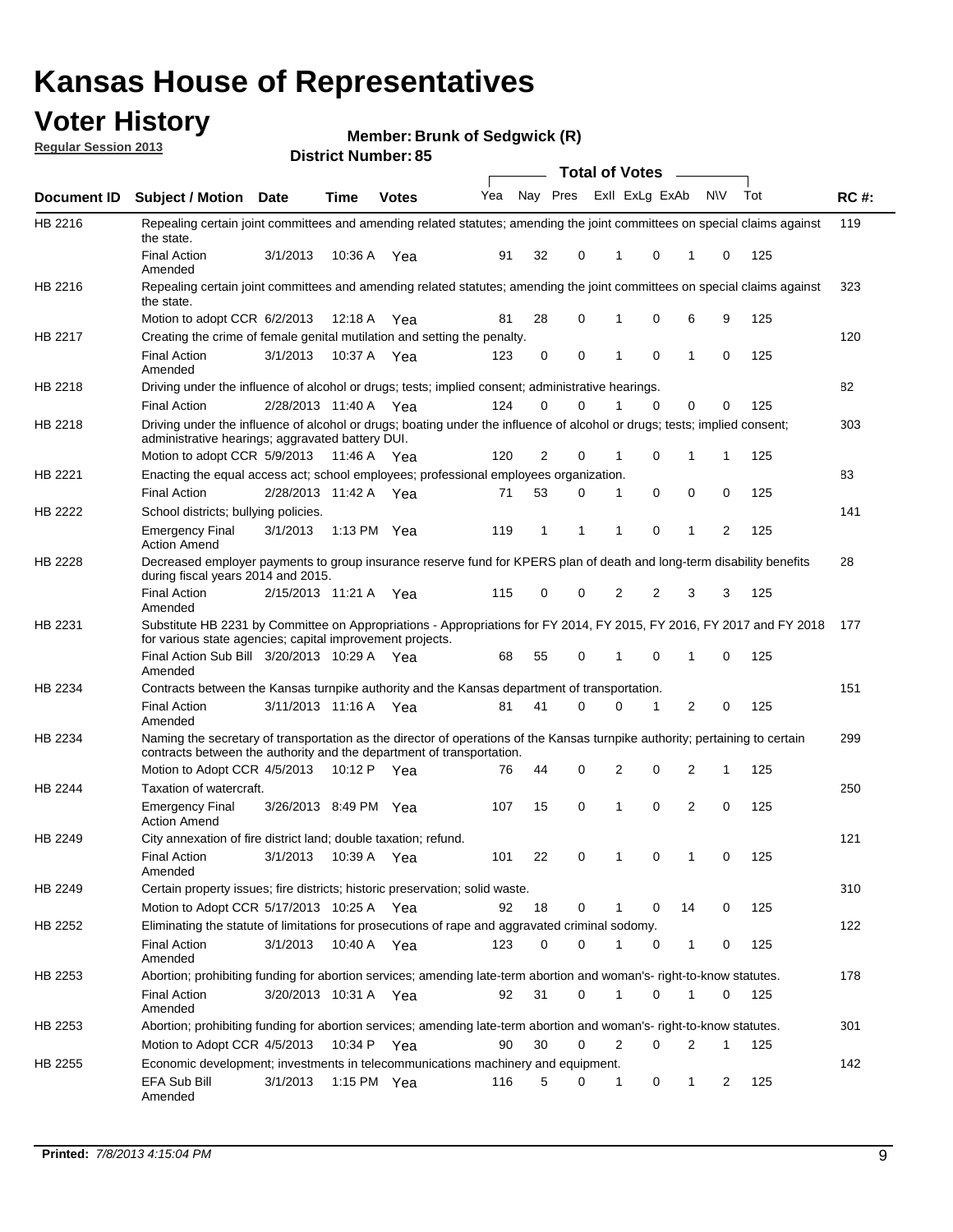# Kansas House of Representatives

## Voter History

**Regular Session 2013**

**Member: Brunk of Sedgwick (R)**

**District Number: 85**

| Document ID | Subject / Motion | Date | Time | Votes | Yea | Nay | Pres | ExII | ExLg | ExAb | N\V | Tot | RC #: |
|---|---|---|---|---|---|---|---|---|---|---|---|---|---|
| HB 2216 | Repealing certain joint committees and amending related statutes; amending the joint committees on special claims against the state. | | | | | | | | | | | | 119 |
| | Final Action Amended | 3/1/2013 | 10:36 A | Yea | 91 | 32 | 0 | 1 | 0 | 1 | 0 | 125 | |
| HB 2216 | Repealing certain joint committees and amending related statutes; amending the joint committees on special claims against the state. | | | | | | | | | | | | 323 |
| | Motion to adopt CCR | 6/2/2013 | 12:18 A | Yea | 81 | 28 | 0 | 1 | 0 | 6 | 9 | 125 | |
| HB 2217 | Creating the crime of female genital mutilation and setting the penalty. | | | | | | | | | | | | 120 |
| | Final Action Amended | 3/1/2013 | 10:37 A | Yea | 123 | 0 | 0 | 1 | 0 | 1 | 0 | 125 | |
| HB 2218 | Driving under the influence of alcohol or drugs; tests; implied consent; administrative hearings. | | | | | | | | | | | | 82 |
| | Final Action | 2/28/2013 | 11:40 A | Yea | 124 | 0 | 0 | 1 | 0 | 0 | 0 | 125 | |
| HB 2218 | Driving under the influence of alcohol or drugs; boating under the influence of alcohol or drugs; tests; implied consent; administrative hearings; aggravated battery DUI. | | | | | | | | | | | | 303 |
| | Motion to adopt CCR | 5/9/2013 | 11:46 A | Yea | 120 | 2 | 0 | 1 | 0 | 1 | 1 | 125 | |
| HB 2221 | Enacting the equal access act; school employees; professional employees organization. | | | | | | | | | | | | 83 |
| | Final Action | 2/28/2013 | 11:42 A | Yea | 71 | 53 | 0 | 1 | 0 | 0 | 0 | 125 | |
| HB 2222 | School districts; bullying policies. | | | | | | | | | | | | 141 |
| | Emergency Final Action Amend | 3/1/2013 | 1:13 PM | Yea | 119 | 1 | 1 | 1 | 0 | 1 | 2 | 125 | |
| HB 2228 | Decreased employer payments to group insurance reserve fund for KPERS plan of death and long-term disability benefits during fiscal years 2014 and 2015. | | | | | | | | | | | | 28 |
| | Final Action Amended | 2/15/2013 | 11:21 A | Yea | 115 | 0 | 0 | 2 | 2 | 3 | 3 | 125 | |
| HB 2231 | Substitute HB 2231 by Committee on Appropriations - Appropriations for FY 2014, FY 2015, FY 2016, FY 2017 and FY 2018 for various state agencies; capital improvement projects. | | | | | | | | | | | | 177 |
| | Final Action Sub Bill Amended | 3/20/2013 | 10:29 A | Yea | 68 | 55 | 0 | 1 | 0 | 1 | 0 | 125 | |
| HB 2234 | Contracts between the Kansas turnpike authority and the Kansas department of transportation. | | | | | | | | | | | | 151 |
| | Final Action Amended | 3/11/2013 | 11:16 A | Yea | 81 | 41 | 0 | 0 | 1 | 2 | 0 | 125 | |
| HB 2234 | Naming the secretary of transportation as the director of operations of the Kansas turnpike authority; pertaining to certain contracts between the authority and the department of transportation. | | | | | | | | | | | | 299 |
| | Motion to Adopt CCR | 4/5/2013 | 10:12 P | Yea | 76 | 44 | 0 | 2 | 0 | 2 | 1 | 125 | |
| HB 2244 | Taxation of watercraft. | | | | | | | | | | | | 250 |
| | Emergency Final Action Amend | 3/26/2013 | 8:49 PM | Yea | 107 | 15 | 0 | 1 | 0 | 2 | 0 | 125 | |
| HB 2249 | City annexation of fire district land; double taxation; refund. | | | | | | | | | | | | 121 |
| | Final Action Amended | 3/1/2013 | 10:39 A | Yea | 101 | 22 | 0 | 1 | 0 | 1 | 0 | 125 | |
| HB 2249 | Certain property issues; fire districts; historic preservation; solid waste. | | | | | | | | | | | | 310 |
| | Motion to Adopt CCR | 5/17/2013 | 10:25 A | Yea | 92 | 18 | 0 | 1 | 0 | 14 | 0 | 125 | |
| HB 2252 | Eliminating the statute of limitations for prosecutions of rape and aggravated criminal sodomy. | | | | | | | | | | | | 122 |
| | Final Action Amended | 3/1/2013 | 10:40 A | Yea | 123 | 0 | 0 | 1 | 0 | 1 | 0 | 125 | |
| HB 2253 | Abortion; prohibiting funding for abortion services; amending late-term abortion and woman's- right-to-know statutes. | | | | | | | | | | | | 178 |
| | Final Action Amended | 3/20/2013 | 10:31 A | Yea | 92 | 31 | 0 | 1 | 0 | 1 | 0 | 125 | |
| HB 2253 | Abortion; prohibiting funding for abortion services; amending late-term abortion and woman's- right-to-know statutes. | | | | | | | | | | | | 301 |
| | Motion to Adopt CCR | 4/5/2013 | 10:34 P | Yea | 90 | 30 | 0 | 2 | 0 | 2 | 1 | 125 | |
| HB 2255 | Economic development; investments in telecommunications machinery and equipment. | | | | | | | | | | | | 142 |
| | EFA Sub Bill Amended | 3/1/2013 | 1:15 PM | Yea | 116 | 5 | 0 | 1 | 0 | 1 | 2 | 125 | |

**Printed:** *7/8/2013 4:15:04 PM*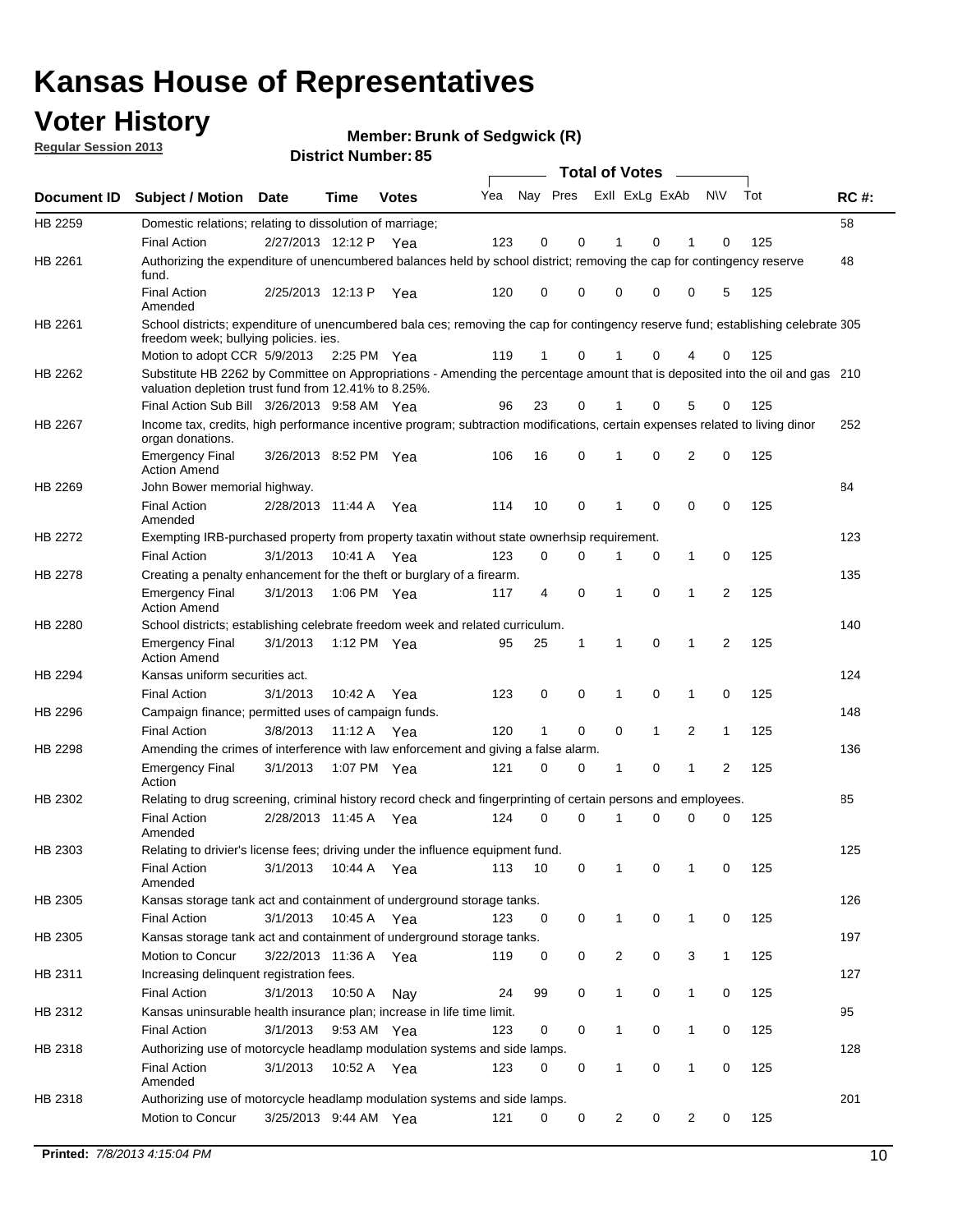# Kansas House of Representatives

## Voter History

**Regular Session 2013**

**Member: Brunk of Sedgwick (R)**

**District Number: 85**

| Document ID | Subject / Motion | Date | Time | Votes | Yea | Nay | Pres | Exll | ExLg | ExAb | N\V | Tot | RC #: |
|---|---|---|---|---|---|---|---|---|---|---|---|---|---|
| HB 2259 | Domestic relations; relating to dissolution of marriage; | | | | | | | | | | | | 58 |
| | Final Action | 2/27/2013 | 12:12 P | Yea | 123 | 0 | 0 | 1 | 0 | 1 | 0 | 125 | |
| HB 2261 | Authorizing the expenditure of unencumbered balances held by school district; removing the cap for contingency reserve fund. | | | | | | | | | | | | 48 |
| | Final Action Amended | 2/25/2013 | 12:13 P | Yea | 120 | 0 | 0 | 0 | 0 | 0 | 5 | 125 | |
| HB 2261 | School districts; expenditure of unencumbered bala ces; removing the cap for contingency reserve fund; establishing celebrate freedom week; bullying policies. ies. | | | | | | | | | | | | 305 |
| | Motion to adopt CCR | 5/9/2013 | 2:25 PM | Yea | 119 | 1 | 0 | 1 | 0 | 4 | 0 | 125 | |
| HB 2262 | Substitute HB 2262 by Committee on Appropriations - Amending the percentage amount that is deposited into the oil and gas valuation depletion trust fund from 12.41% to 8.25%. | | | | | | | | | | | | 210 |
| | Final Action Sub Bill | 3/26/2013 | 9:58 AM | Yea | 96 | 23 | 0 | 1 | 0 | 5 | 0 | 125 | |
| HB 2267 | Income tax, credits, high performance incentive program; subtraction modifications, certain expenses related to living dinor organ donations. | | | | | | | | | | | | 252 |
| | Emergency Final Action Amend | 3/26/2013 | 8:52 PM | Yea | 106 | 16 | 0 | 1 | 0 | 2 | 0 | 125 | |
| HB 2269 | John Bower memorial highway. | | | | | | | | | | | | 84 |
| | Final Action Amended | 2/28/2013 | 11:44 A | Yea | 114 | 10 | 0 | 1 | 0 | 0 | 0 | 125 | |
| HB 2272 | Exempting IRB-purchased property from property taxatin without state ownerhsip requirement. | | | | | | | | | | | | 123 |
| | Final Action | 3/1/2013 | 10:41 A | Yea | 123 | 0 | 0 | 1 | 0 | 1 | 0 | 125 | |
| HB 2278 | Creating a penalty enhancement for the theft or burglary of a firearm. | | | | | | | | | | | | 135 |
| | Emergency Final Action Amend | 3/1/2013 | 1:06 PM | Yea | 117 | 4 | 0 | 1 | 0 | 1 | 2 | 125 | |
| HB 2280 | School districts; establishing celebrate freedom week and related curriculum. | | | | | | | | | | | | 140 |
| | Emergency Final Action Amend | 3/1/2013 | 1:12 PM | Yea | 95 | 25 | 1 | 1 | 0 | 1 | 2 | 125 | |
| HB 2294 | Kansas uniform securities act. | | | | | | | | | | | | 124 |
| | Final Action | 3/1/2013 | 10:42 A | Yea | 123 | 0 | 0 | 1 | 0 | 1 | 0 | 125 | |
| HB 2296 | Campaign finance; permitted uses of campaign funds. | | | | | | | | | | | | 148 |
| | Final Action | 3/8/2013 | 11:12 A | Yea | 120 | 1 | 0 | 0 | 1 | 2 | 1 | 125 | |
| HB 2298 | Amending the crimes of interference with law enforcement and giving a false alarm. | | | | | | | | | | | | 136 |
| | Emergency Final Action | 3/1/2013 | 1:07 PM | Yea | 121 | 0 | 0 | 1 | 0 | 1 | 2 | 125 | |
| HB 2302 | Relating to drug screening, criminal history record check and fingerprinting of certain persons and employees. | | | | | | | | | | | | 85 |
| | Final Action Amended | 2/28/2013 | 11:45 A | Yea | 124 | 0 | 0 | 1 | 0 | 0 | 0 | 125 | |
| HB 2303 | Relating to drivier's license fees; driving under the influence equipment fund. | | | | | | | | | | | | 125 |
| | Final Action Amended | 3/1/2013 | 10:44 A | Yea | 113 | 10 | 0 | 1 | 0 | 1 | 0 | 125 | |
| HB 2305 | Kansas storage tank act and containment of underground storage tanks. | | | | | | | | | | | | 126 |
| | Final Action | 3/1/2013 | 10:45 A | Yea | 123 | 0 | 0 | 1 | 0 | 1 | 0 | 125 | |
| HB 2305 | Kansas storage tank act and containment of underground storage tanks. | | | | | | | | | | | | 197 |
| | Motion to Concur | 3/22/2013 | 11:36 A | Yea | 119 | 0 | 0 | 2 | 0 | 3 | 1 | 125 | |
| HB 2311 | Increasing delinquent registration fees. | | | | | | | | | | | | 127 |
| | Final Action | 3/1/2013 | 10:50 A | Nay | 24 | 99 | 0 | 1 | 0 | 1 | 0 | 125 | |
| HB 2312 | Kansas uninsurable health insurance plan; increase in life time limit. | | | | | | | | | | | | 95 |
| | Final Action | 3/1/2013 | 9:53 AM | Yea | 123 | 0 | 0 | 1 | 0 | 1 | 0 | 125 | |
| HB 2318 | Authorizing use of motorcycle headlamp modulation systems and side lamps. | | | | | | | | | | | | 128 |
| | Final Action Amended | 3/1/2013 | 10:52 A | Yea | 123 | 0 | 0 | 1 | 0 | 1 | 0 | 125 | |
| HB 2318 | Authorizing use of motorcycle headlamp modulation systems and side lamps. | | | | | | | | | | | | 201 |
| | Motion to Concur | 3/25/2013 | 9:44 AM | Yea | 121 | 0 | 0 | 2 | 0 | 2 | 0 | 125 | |

**Printed:** *7/8/2013 4:15:04 PM*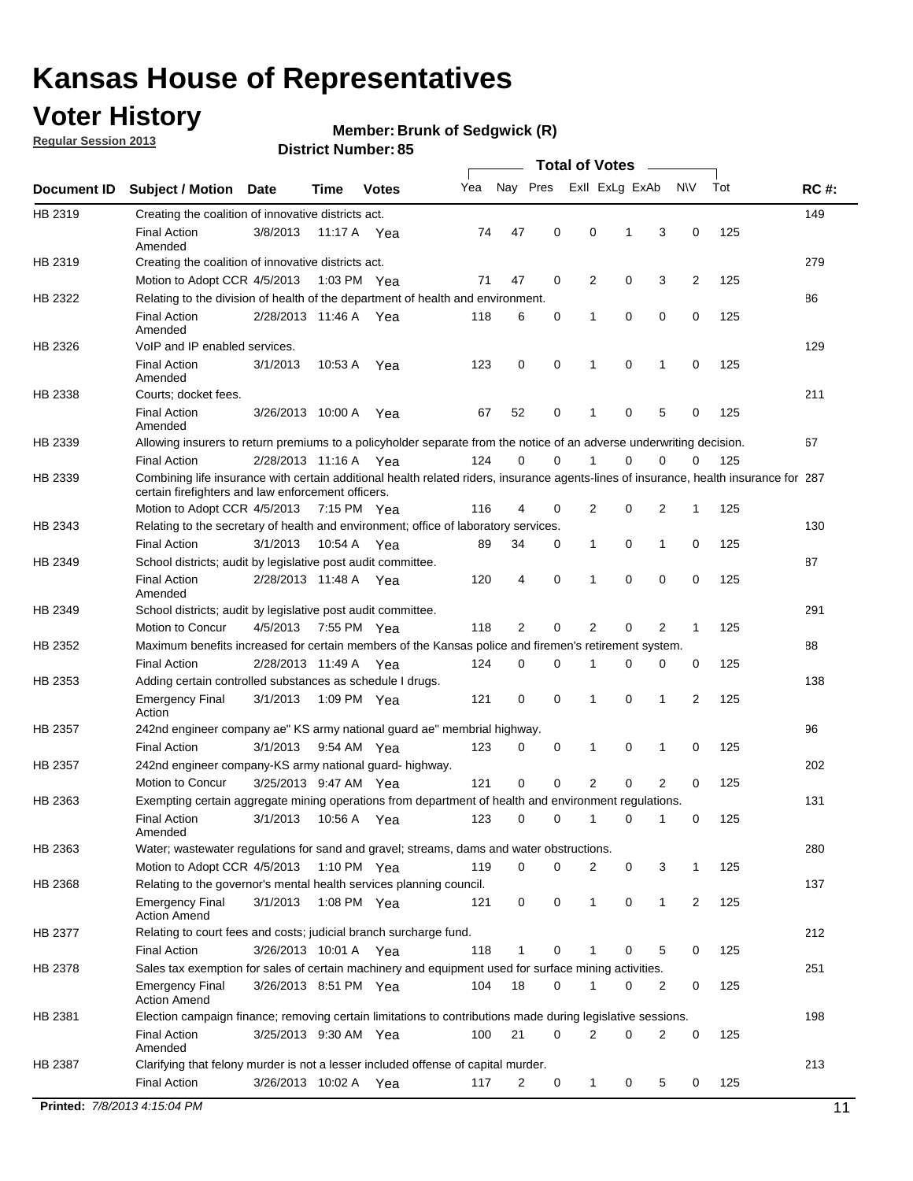# Kansas House of Representatives

## Voter History

**Regular Session 2013**

**Member: Brunk of Sedgwick (R)**

**District Number: 85**

| Document ID | Subject / Motion | Date | Time | Votes | Yea | Nay | Pres | ExII | ExLg | ExAb | N\V | Tot | RC #: |
|---|---|---|---|---|---|---|---|---|---|---|---|---|---|
| HB 2319 | Creating the coalition of innovative districts act. | | | | | | | | | | | | 149 |
| | Final Action Amended | 3/8/2013 | 11:17 A | Yea | 74 | 47 | 0 | 0 | 1 | 3 | 0 | 125 | |
| HB 2319 | Creating the coalition of innovative districts act. | | | | | | | | | | | | 279 |
| | Motion to Adopt CCR | 4/5/2013 | 1:03 PM | Yea | 71 | 47 | 0 | 2 | 0 | 3 | 2 | 125 | |
| HB 2322 | Relating to the division of health of the department of health and environment. | | | | | | | | | | | | 86 |
| | Final Action Amended | 2/28/2013 | 11:46 A | Yea | 118 | 6 | 0 | 1 | 0 | 0 | 0 | 125 | |
| HB 2326 | VoIP and IP enabled services. | | | | | | | | | | | | 129 |
| | Final Action Amended | 3/1/2013 | 10:53 A | Yea | 123 | 0 | 0 | 1 | 0 | 1 | 0 | 125 | |
| HB 2338 | Courts; docket fees. | | | | | | | | | | | | 211 |
| | Final Action Amended | 3/26/2013 | 10:00 A | Yea | 67 | 52 | 0 | 1 | 0 | 5 | 0 | 125 | |
| HB 2339 | Allowing insurers to return premiums to a policyholder separate from the notice of an adverse underwriting decision. | | | | | | | | | | | | 67 |
| | Final Action | 2/28/2013 | 11:16 A | Yea | 124 | 0 | 0 | 1 | 0 | 0 | 0 | 125 | |
| HB 2339 | Combining life insurance with certain additional health related riders, insurance agents-lines of insurance, health insurance for certain firefighters and law enforcement officers. | | | | | | | | | | | | 287 |
| | Motion to Adopt CCR | 4/5/2013 | 7:15 PM | Yea | 116 | 4 | 0 | 2 | 0 | 2 | 1 | 125 | |
| HB 2343 | Relating to the secretary of health and environment; office of laboratory services. | | | | | | | | | | | | 130 |
| | Final Action | 3/1/2013 | 10:54 A | Yea | 89 | 34 | 0 | 1 | 0 | 1 | 0 | 125 | |
| HB 2349 | School districts; audit by legislative post audit committee. | | | | | | | | | | | | 87 |
| | Final Action Amended | 2/28/2013 | 11:48 A | Yea | 120 | 4 | 0 | 1 | 0 | 0 | 0 | 125 | |
| HB 2349 | School districts; audit by legislative post audit committee. | | | | | | | | | | | | 291 |
| | Motion to Concur | 4/5/2013 | 7:55 PM | Yea | 118 | 2 | 0 | 2 | 0 | 2 | 1 | 125 | |
| HB 2352 | Maximum benefits increased for certain members of the Kansas police and firemen's retirement system. | | | | | | | | | | | | 88 |
| | Final Action | 2/28/2013 | 11:49 A | Yea | 124 | 0 | 0 | 1 | 0 | 0 | 0 | 125 | |
| HB 2353 | Adding certain controlled substances as schedule I drugs. | | | | | | | | | | | | 138 |
| | Emergency Final Action | 3/1/2013 | 1:09 PM | Yea | 121 | 0 | 0 | 1 | 0 | 1 | 2 | 125 | |
| HB 2357 | 242nd engineer company ae" KS army national guard ae" membrial highway. | | | | | | | | | | | | 96 |
| | Final Action | 3/1/2013 | 9:54 AM | Yea | 123 | 0 | 0 | 1 | 0 | 1 | 0 | 125 | |
| HB 2357 | 242nd engineer company-KS army national guard- highway. | | | | | | | | | | | | 202 |
| | Motion to Concur | 3/25/2013 | 9:47 AM | Yea | 121 | 0 | 0 | 2 | 0 | 2 | 0 | 125 | |
| HB 2363 | Exempting certain aggregate mining operations from department of health and environment regulations. | | | | | | | | | | | | 131 |
| | Final Action Amended | 3/1/2013 | 10:56 A | Yea | 123 | 0 | 0 | 1 | 0 | 1 | 0 | 125 | |
| HB 2363 | Water; wastewater regulations for sand and gravel; streams, dams and water obstructions. | | | | | | | | | | | | 280 |
| | Motion to Adopt CCR | 4/5/2013 | 1:10 PM | Yea | 119 | 0 | 0 | 2 | 0 | 3 | 1 | 125 | |
| HB 2368 | Relating to the governor's mental health services planning council. | | | | | | | | | | | | 137 |
| | Emergency Final Action Amend | 3/1/2013 | 1:08 PM | Yea | 121 | 0 | 0 | 1 | 0 | 1 | 2 | 125 | |
| HB 2377 | Relating to court fees and costs; judicial branch surcharge fund. | | | | | | | | | | | | 212 |
| | Final Action | 3/26/2013 | 10:01 A | Yea | 118 | 1 | 0 | 1 | 0 | 5 | 0 | 125 | |
| HB 2378 | Sales tax exemption for sales of certain machinery and equipment used for surface mining activities. | | | | | | | | | | | | 251 |
| | Emergency Final Action Amend | 3/26/2013 | 8:51 PM | Yea | 104 | 18 | 0 | 1 | 0 | 2 | 0 | 125 | |
| HB 2381 | Election campaign finance; removing certain limitations to contributions made during legislative sessions. | | | | | | | | | | | | 198 |
| | Final Action Amended | 3/25/2013 | 9:30 AM | Yea | 100 | 21 | 0 | 2 | 0 | 2 | 0 | 125 | |
| HB 2387 | Clarifying that felony murder is not a lesser included offense of capital murder. | | | | | | | | | | | | 213 |
| | Final Action | 3/26/2013 | 10:02 A | Yea | 117 | 2 | 0 | 1 | 0 | 5 | 0 | 125 | |

**Printed:** *7/8/2013 4:15:04 PM*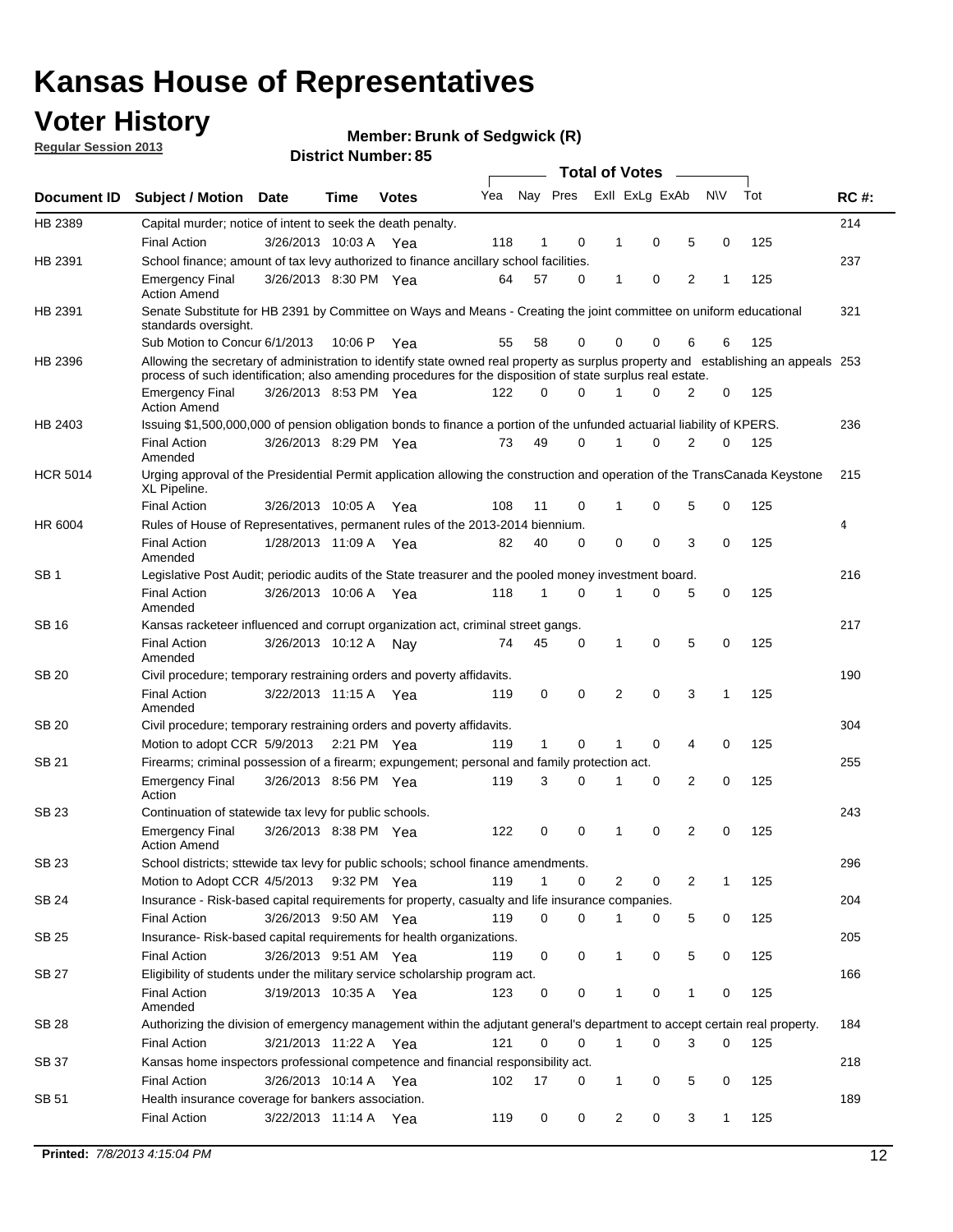# Kansas House of Representatives

## Voter History

**Regular Session 2013**

**Member: Brunk of Sedgwick (R)**

**District Number: 85**

| Document ID | Subject / Motion | Date | Time | Votes | Yea | Nay | Pres | ExII | ExLg | ExAb | N\V | Tot | RC #: |
|---|---|---|---|---|---|---|---|---|---|---|---|---|---|
| HB 2389 | Capital murder; notice of intent to seek the death penalty. | | | | | | | | | | | | 214 |
| | Final Action | 3/26/2013 | 10:03 A | Yea | 118 | 1 | 0 | 1 | 0 | 5 | 0 | 125 | |
| HB 2391 | School finance; amount of tax levy authorized to finance ancillary school facilities. | | | | | | | | | | | | 237 |
| | Emergency Final Action Amend | 3/26/2013 | 8:30 PM | Yea | 64 | 57 | 0 | 1 | 0 | 2 | 1 | 125 | |
| HB 2391 | Senate Substitute for HB 2391 by Committee on Ways and Means - Creating the joint committee on uniform educational standards oversight. | | | | | | | | | | | | 321 |
| | Sub Motion to Concur | 6/1/2013 | 10:06 P | Yea | 55 | 58 | 0 | 0 | 0 | 6 | 6 | 125 | |
| HB 2396 | Allowing the secretary of administration to identify state owned real property as surplus property and establishing an appeals process of such identification; also amending procedures for the disposition of state surplus real estate. | | | | | | | | | | | | 253 |
| | Emergency Final Action Amend | 3/26/2013 | 8:53 PM | Yea | 122 | 0 | 0 | 1 | 0 | 2 | 0 | 125 | |
| HB 2403 | Issuing $1,500,000,000 of pension obligation bonds to finance a portion of the unfunded actuarial liability of KPERS. | | | | | | | | | | | | 236 |
| | Final Action Amended | 3/26/2013 | 8:29 PM | Yea | 73 | 49 | 0 | 1 | 0 | 2 | 0 | 125 | |
| HCR 5014 | Urging approval of the Presidential Permit application allowing the construction and operation of the TransCanada Keystone XL Pipeline. | | | | | | | | | | | | 215 |
| | Final Action | 3/26/2013 | 10:05 A | Yea | 108 | 11 | 0 | 1 | 0 | 5 | 0 | 125 | |
| HR 6004 | Rules of House of Representatives, permanent rules of the 2013-2014 biennium. | | | | | | | | | | | | 4 |
| | Final Action Amended | 1/28/2013 | 11:09 A | Yea | 82 | 40 | 0 | 0 | 0 | 3 | 0 | 125 | |
| SB 1 | Legislative Post Audit; periodic audits of the State treasurer and the pooled money investment board. | | | | | | | | | | | | 216 |
| | Final Action Amended | 3/26/2013 | 10:06 A | Yea | 118 | 1 | 0 | 1 | 0 | 5 | 0 | 125 | |
| SB 16 | Kansas racketeer influenced and corrupt organization act, criminal street gangs. | | | | | | | | | | | | 217 |
| | Final Action Amended | 3/26/2013 | 10:12 A | Nay | 74 | 45 | 0 | 1 | 0 | 5 | 0 | 125 | |
| SB 20 | Civil procedure; temporary restraining orders and poverty affidavits. | | | | | | | | | | | | 190 |
| | Final Action Amended | 3/22/2013 | 11:15 A | Yea | 119 | 0 | 0 | 2 | 0 | 3 | 1 | 125 | |
| SB 20 | Civil procedure; temporary restraining orders and poverty affidavits. | | | | | | | | | | | | 304 |
| | Motion to adopt CCR | 5/9/2013 | 2:21 PM | Yea | 119 | 1 | 0 | 1 | 0 | 4 | 0 | 125 | |
| SB 21 | Firearms; criminal possession of a firearm; expungement; personal and family protection act. | | | | | | | | | | | | 255 |
| | Emergency Final Action | 3/26/2013 | 8:56 PM | Yea | 119 | 3 | 0 | 1 | 0 | 2 | 0 | 125 | |
| SB 23 | Continuation of statewide tax levy for public schools. | | | | | | | | | | | | 243 |
| | Emergency Final Action Amend | 3/26/2013 | 8:38 PM | Yea | 122 | 0 | 0 | 1 | 0 | 2 | 0 | 125 | |
| SB 23 | School districts; sttewide tax levy for public schools; school finance amendments. | | | | | | | | | | | | 296 |
| | Motion to Adopt CCR | 4/5/2013 | 9:32 PM | Yea | 119 | 1 | 0 | 2 | 0 | 2 | 1 | 125 | |
| SB 24 | Insurance - Risk-based capital requirements for property, casualty and life insurance companies. | | | | | | | | | | | | 204 |
| | Final Action | 3/26/2013 | 9:50 AM | Yea | 119 | 0 | 0 | 1 | 0 | 5 | 0 | 125 | |
| SB 25 | Insurance- Risk-based capital requirements for health organizations. | | | | | | | | | | | | 205 |
| | Final Action | 3/26/2013 | 9:51 AM | Yea | 119 | 0 | 0 | 1 | 0 | 5 | 0 | 125 | |
| SB 27 | Eligibility of students under the military service scholarship program act. | | | | | | | | | | | | 166 |
| | Final Action Amended | 3/19/2013 | 10:35 A | Yea | 123 | 0 | 0 | 1 | 0 | 1 | 0 | 125 | |
| SB 28 | Authorizing the division of emergency management within the adjutant general's department to accept certain real property. | | | | | | | | | | | | 184 |
| | Final Action | 3/21/2013 | 11:22 A | Yea | 121 | 0 | 0 | 1 | 0 | 3 | 0 | 125 | |
| SB 37 | Kansas home inspectors professional competence and financial responsibility act. | | | | | | | | | | | | 218 |
| | Final Action | 3/26/2013 | 10:14 A | Yea | 102 | 17 | 0 | 1 | 0 | 5 | 0 | 125 | |
| SB 51 | Health insurance coverage for bankers association. | | | | | | | | | | | | 189 |
| | Final Action | 3/22/2013 | 11:14 A | Yea | 119 | 0 | 0 | 2 | 0 | 3 | 1 | 125 | |

**Printed:** *7/8/2013 4:15:04 PM*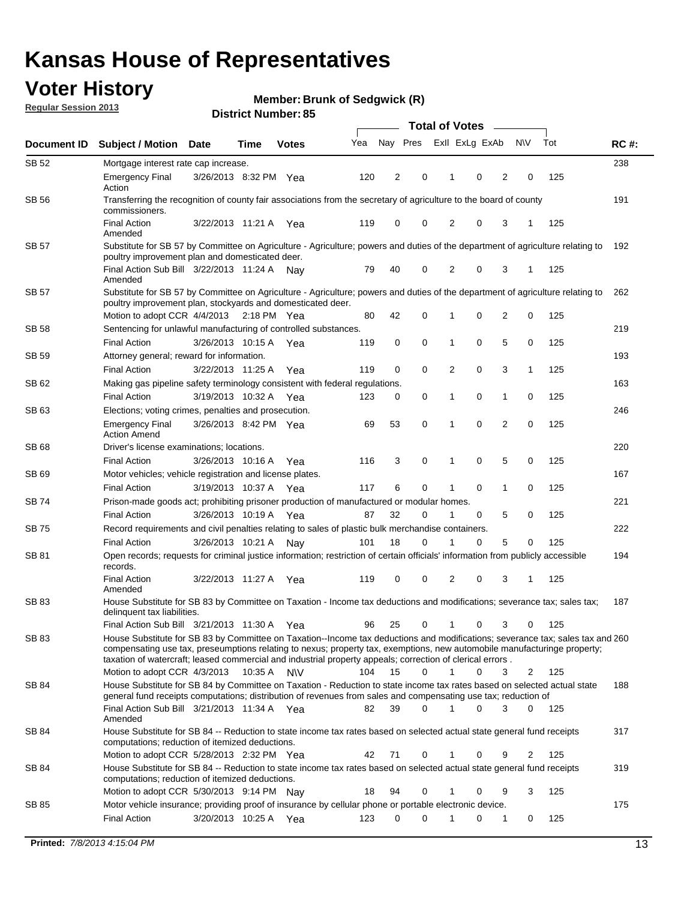# Kansas House of Representatives

## Voter History

**Regular Session 2013**

**Member: Brunk of Sedgwick (R)**

**District Number: 85**

| Document ID | Subject / Motion | Date | Time | Votes | Yea | Nay | Pres | ExII | ExLg | ExAb | N\V | Tot | RC #: |
|---|---|---|---|---|---|---|---|---|---|---|---|---|---|
| SB 52 | Mortgage interest rate cap increase. | | | | | | | | | | | | 238 |
| | Emergency Final Action | 3/26/2013 | 8:32 PM | Yea | 120 | 2 | 0 | 1 | 0 | 2 | 0 | 125 | |
| SB 56 | Transferring the recognition of county fair associations from the secretary of agriculture to the board of county commissioners. | | | | | | | | | | | | 191 |
| | Final Action Amended | 3/22/2013 | 11:21 A | Yea | 119 | 0 | 0 | 2 | 0 | 3 | 1 | 125 | |
| SB 57 | Substitute for SB 57 by Committee on Agriculture - Agriculture; powers and duties of the department of agriculture relating to poultry improvement plan and domesticated deer. | | | | | | | | | | | | 192 |
| | Final Action Sub Bill Amended | 3/22/2013 | 11:24 A | Nay | 79 | 40 | 0 | 2 | 0 | 3 | 1 | 125 | |
| SB 57 | Substitute for SB 57 by Committee on Agriculture - Agriculture; powers and duties of the department of agriculture relating to poultry improvement plan, stockyards and domesticated deer. | | | | | | | | | | | | 262 |
| | Motion to adopt CCR | 4/4/2013 | 2:18 PM | Yea | 80 | 42 | 0 | 1 | 0 | 2 | 0 | 125 | |
| SB 58 | Sentencing for unlawful manufacturing of controlled substances. | | | | | | | | | | | | 219 |
| | Final Action | 3/26/2013 | 10:15 A | Yea | 119 | 0 | 0 | 1 | 0 | 5 | 0 | 125 | |
| SB 59 | Attorney general; reward for information. | | | | | | | | | | | | 193 |
| | Final Action | 3/22/2013 | 11:25 A | Yea | 119 | 0 | 0 | 2 | 0 | 3 | 1 | 125 | |
| SB 62 | Making gas pipeline safety terminology consistent with federal regulations. | | | | | | | | | | | | 163 |
| | Final Action | 3/19/2013 | 10:32 A | Yea | 123 | 0 | 0 | 1 | 0 | 1 | 0 | 125 | |
| SB 63 | Elections; voting crimes, penalties and prosecution. | | | | | | | | | | | | 246 |
| | Emergency Final Action Amend | 3/26/2013 | 8:42 PM | Yea | 69 | 53 | 0 | 1 | 0 | 2 | 0 | 125 | |
| SB 68 | Driver's license examinations; locations. | | | | | | | | | | | | 220 |
| | Final Action | 3/26/2013 | 10:16 A | Yea | 116 | 3 | 0 | 1 | 0 | 5 | 0 | 125 | |
| SB 69 | Motor vehicles; vehicle registration and license plates. | | | | | | | | | | | | 167 |
| | Final Action | 3/19/2013 | 10:37 A | Yea | 117 | 6 | 0 | 1 | 0 | 1 | 0 | 125 | |
| SB 74 | Prison-made goods act; prohibiting prisoner production of manufactured or modular homes. | | | | | | | | | | | | 221 |
| | Final Action | 3/26/2013 | 10:19 A | Yea | 87 | 32 | 0 | 1 | 0 | 5 | 0 | 125 | |
| SB 75 | Record requirements and civil penalties relating to sales of plastic bulk merchandise containers. | | | | | | | | | | | | 222 |
| | Final Action | 3/26/2013 | 10:21 A | Nay | 101 | 18 | 0 | 1 | 0 | 5 | 0 | 125 | |
| SB 81 | Open records; requests for criminal justice information; restriction of certain officials' information from publicly accessible records. | | | | | | | | | | | | 194 |
| | Final Action Amended | 3/22/2013 | 11:27 A | Yea | 119 | 0 | 0 | 2 | 0 | 3 | 1 | 125 | |
| SB 83 | House Substitute for SB 83 by Committee on Taxation - Income tax deductions and modifications; severance tax; sales tax; delinquent tax liabilities. | | | | | | | | | | | | 187 |
| | Final Action Sub Bill | 3/21/2013 | 11:30 A | Yea | 96 | 25 | 0 | 1 | 0 | 3 | 0 | 125 | |
| SB 83 | House Substitute for SB 83 by Committee on Taxation--Income tax deductions and modifications; severance tax; sales tax and compensating use tax, preseumptions relating to nexus; property tax, exemptions, new automobile manufacturinge property; taxation of watercraft; leased commercial and industrial property appeals; correction of clerical errors . | | | | | | | | | | | | 260 |
| | Motion to adopt CCR | 4/3/2013 | 10:35 A | N\V | 104 | 15 | 0 | 1 | 0 | 3 | 2 | 125 | |
| SB 84 | House Substitute for SB 84 by Committee on Taxation - Reduction to state income tax rates based on selected actual state general fund receipts computations; distribution of revenues from sales and compensating use tax; reduction of | | | | | | | | | | | | 188 |
| | Final Action Sub Bill Amended | 3/21/2013 | 11:34 A | Yea | 82 | 39 | 0 | 1 | 0 | 3 | 0 | 125 | |
| SB 84 | House Substitute for SB 84 -- Reduction to state income tax rates based on selected actual state general fund receipts computations; reduction of itemized deductions. | | | | | | | | | | | | 317 |
| | Motion to adopt CCR | 5/28/2013 | 2:32 PM | Yea | 42 | 71 | 0 | 1 | 0 | 9 | 2 | 125 | |
| SB 84 | House Substitute for SB 84 -- Reduction to state income tax rates based on selected actual state general fund receipts computations; reduction of itemized deductions. | | | | | | | | | | | | 319 |
| | Motion to adopt CCR | 5/30/2013 | 9:14 PM | Nay | 18 | 94 | 0 | 1 | 0 | 9 | 3 | 125 | |
| SB 85 | Motor vehicle insurance; providing proof of insurance by cellular phone or portable electronic device. | | | | | | | | | | | | 175 |
| | Final Action | 3/20/2013 | 10:25 A | Yea | 123 | 0 | 0 | 1 | 0 | 1 | 0 | 125 | |

**Printed:** *7/8/2013 4:15:04 PM*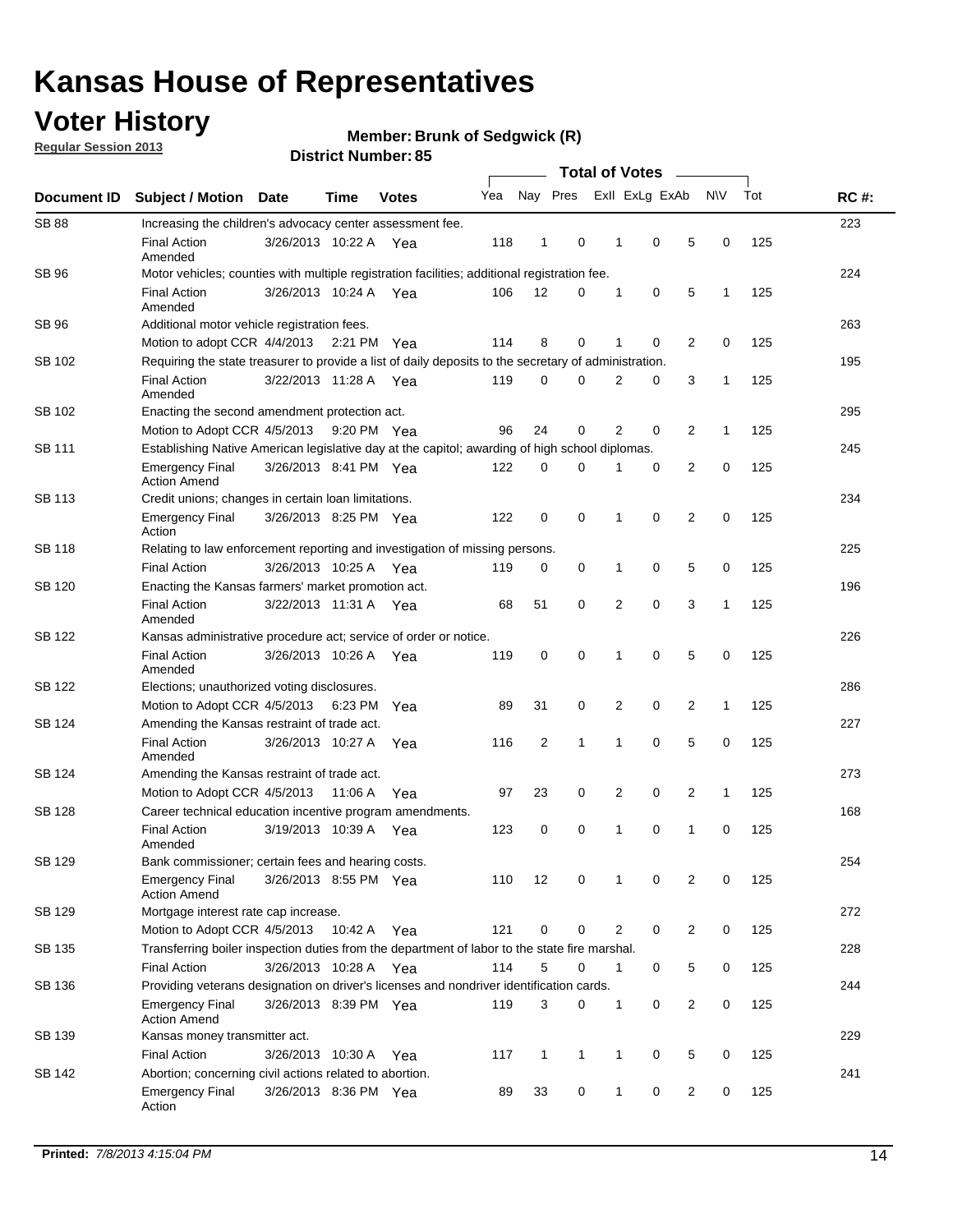# Kansas House of Representatives

## Voter History

**Regular Session 2013**

**Member: Brunk of Sedgwick (R)**

**District Number: 85**

| Document ID | Subject / Motion | Date | Time | Votes | Yea | Nay | Pres | ExII | ExLg | ExAb | N\V | Tot | RC #: |
|---|---|---|---|---|---|---|---|---|---|---|---|---|---|
| SB 88 | Increasing the children's advocacy center assessment fee. | | | | | | | | | | | | 223 |
| | Final Action Amended | 3/26/2013 | 10:22 A | Yea | 118 | 1 | 0 | 1 | 0 | 5 | 0 | 125 | |
| SB 96 | Motor vehicles; counties with multiple registration facilities; additional registration fee. | | | | | | | | | | | | 224 |
| | Final Action Amended | 3/26/2013 | 10:24 A | Yea | 106 | 12 | 0 | 1 | 0 | 5 | 1 | 125 | |
| SB 96 | Additional motor vehicle registration fees. | | | | | | | | | | | | 263 |
| | Motion to adopt CCR | 4/4/2013 | 2:21 PM | Yea | 114 | 8 | 0 | 1 | 0 | 2 | 0 | 125 | |
| SB 102 | Requiring the state treasurer to provide a list of daily deposits to the secretary of administration. | | | | | | | | | | | | 195 |
| | Final Action Amended | 3/22/2013 | 11:28 A | Yea | 119 | 0 | 0 | 2 | 0 | 3 | 1 | 125 | |
| SB 102 | Enacting the second amendment protection act. | | | | | | | | | | | | 295 |
| | Motion to Adopt CCR | 4/5/2013 | 9:20 PM | Yea | 96 | 24 | 0 | 2 | 0 | 2 | 1 | 125 | |
| SB 111 | Establishing Native American legislative day at the capitol; awarding of high school diplomas. | | | | | | | | | | | | 245 |
| | Emergency Final Action Amend | 3/26/2013 | 8:41 PM | Yea | 122 | 0 | 0 | 1 | 0 | 2 | 0 | 125 | |
| SB 113 | Credit unions; changes in certain loan limitations. | | | | | | | | | | | | 234 |
| | Emergency Final Action | 3/26/2013 | 8:25 PM | Yea | 122 | 0 | 0 | 1 | 0 | 2 | 0 | 125 | |
| SB 118 | Relating to law enforcement reporting and investigation of missing persons. | | | | | | | | | | | | 225 |
| | Final Action | 3/26/2013 | 10:25 A | Yea | 119 | 0 | 0 | 1 | 0 | 5 | 0 | 125 | |
| SB 120 | Enacting the Kansas farmers' market promotion act. | | | | | | | | | | | | 196 |
| | Final Action Amended | 3/22/2013 | 11:31 A | Yea | 68 | 51 | 0 | 2 | 0 | 3 | 1 | 125 | |
| SB 122 | Kansas administrative procedure act; service of order or notice. | | | | | | | | | | | | 226 |
| | Final Action Amended | 3/26/2013 | 10:26 A | Yea | 119 | 0 | 0 | 1 | 0 | 5 | 0 | 125 | |
| SB 122 | Elections; unauthorized voting disclosures. | | | | | | | | | | | | 286 |
| | Motion to Adopt CCR | 4/5/2013 | 6:23 PM | Yea | 89 | 31 | 0 | 2 | 0 | 2 | 1 | 125 | |
| SB 124 | Amending the Kansas restraint of trade act. | | | | | | | | | | | | 227 |
| | Final Action Amended | 3/26/2013 | 10:27 A | Yea | 116 | 2 | 1 | 1 | 0 | 5 | 0 | 125 | |
| SB 124 | Amending the Kansas restraint of trade act. | | | | | | | | | | | | 273 |
| | Motion to Adopt CCR | 4/5/2013 | 11:06 A | Yea | 97 | 23 | 0 | 2 | 0 | 2 | 1 | 125 | |
| SB 128 | Career technical education incentive program amendments. | | | | | | | | | | | | 168 |
| | Final Action Amended | 3/19/2013 | 10:39 A | Yea | 123 | 0 | 0 | 1 | 0 | 1 | 0 | 125 | |
| SB 129 | Bank commissioner; certain fees and hearing costs. | | | | | | | | | | | | 254 |
| | Emergency Final Action Amend | 3/26/2013 | 8:55 PM | Yea | 110 | 12 | 0 | 1 | 0 | 2 | 0 | 125 | |
| SB 129 | Mortgage interest rate cap increase. | | | | | | | | | | | | 272 |
| | Motion to Adopt CCR | 4/5/2013 | 10:42 A | Yea | 121 | 0 | 0 | 2 | 0 | 2 | 0 | 125 | |
| SB 135 | Transferring boiler inspection duties from the department of labor to the state fire marshal. | | | | | | | | | | | | 228 |
| | Final Action | 3/26/2013 | 10:28 A | Yea | 114 | 5 | 0 | 1 | 0 | 5 | 0 | 125 | |
| SB 136 | Providing veterans designation on driver's licenses and nondriver identification cards. | | | | | | | | | | | | 244 |
| | Emergency Final Action Amend | 3/26/2013 | 8:39 PM | Yea | 119 | 3 | 0 | 1 | 0 | 2 | 0 | 125 | |
| SB 139 | Kansas money transmitter act. | | | | | | | | | | | | 229 |
| | Final Action | 3/26/2013 | 10:30 A | Yea | 117 | 1 | 1 | 1 | 0 | 5 | 0 | 125 | |
| SB 142 | Abortion; concerning civil actions related to abortion. | | | | | | | | | | | | 241 |
| | Emergency Final Action | 3/26/2013 | 8:36 PM | Yea | 89 | 33 | 0 | 1 | 0 | 2 | 0 | 125 | |

**Printed:** *7/8/2013 4:15:04 PM*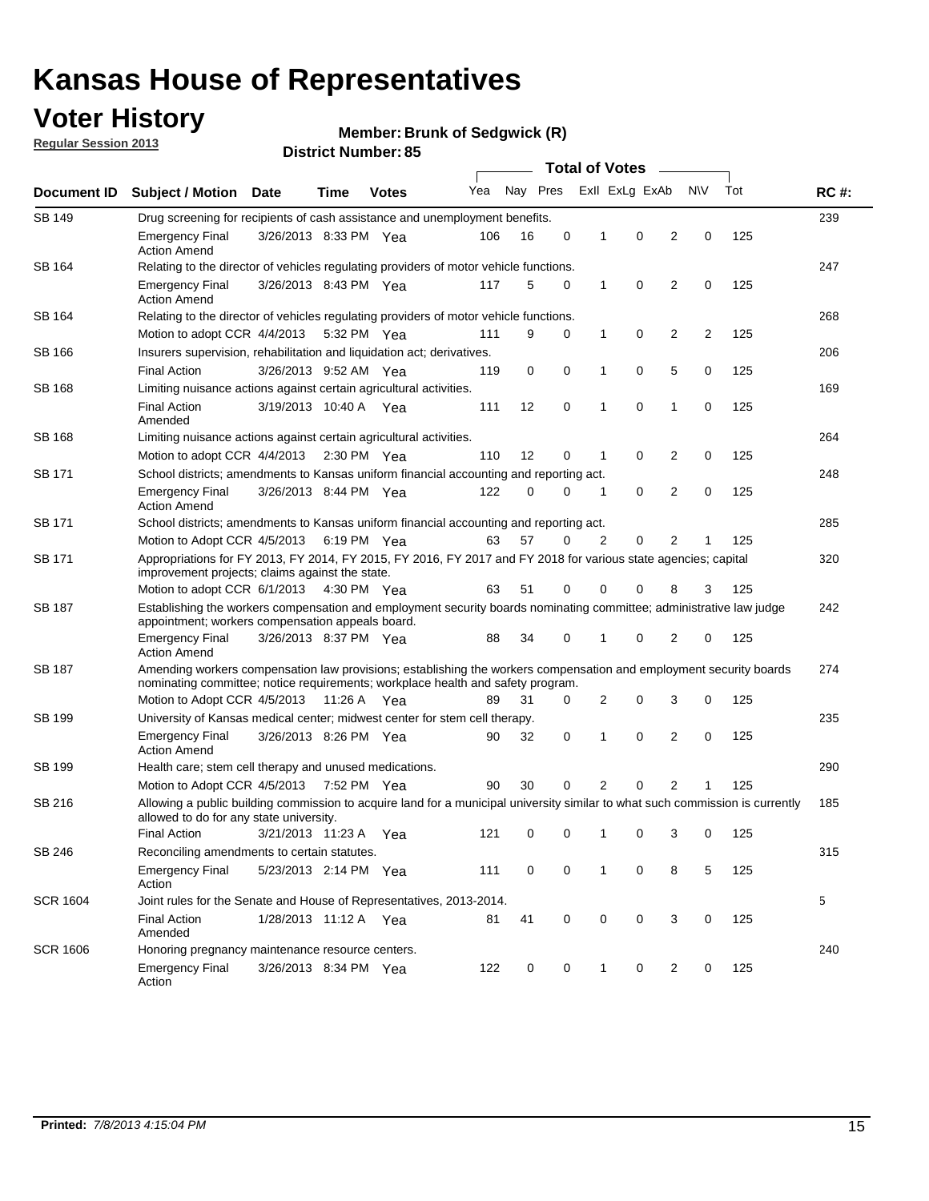# Kansas House of Representatives

## Voter History

**Regular Session 2013**

**Member: Brunk of Sedgwick (R)**

**District Number: 85**

| Document ID | Subject / Motion | Date | Time | Votes | Yea | Nay | Pres | ExII | ExLg | ExAb | N\V | Tot | RC #: |
|---|---|---|---|---|---|---|---|---|---|---|---|---|---|
| SB 149 | Drug screening for recipients of cash assistance and unemployment benefits. | | | | | | | | | | | | 239 |
| | Emergency Final Action Amend | 3/26/2013 | 8:33 PM | Yea | 106 | 16 | 0 | 1 | 0 | 2 | 0 | 125 | |
| SB 164 | Relating to the director of vehicles regulating providers of motor vehicle functions. | | | | | | | | | | | | 247 |
| | Emergency Final Action Amend | 3/26/2013 | 8:43 PM | Yea | 117 | 5 | 0 | 1 | 0 | 2 | 0 | 125 | |
| SB 164 | Relating to the director of vehicles regulating providers of motor vehicle functions. | | | | | | | | | | | | 268 |
| | Motion to adopt CCR | 4/4/2013 | 5:32 PM | Yea | 111 | 9 | 0 | 1 | 0 | 2 | 2 | 125 | |
| SB 166 | Insurers supervision, rehabilitation and liquidation act; derivatives. | | | | | | | | | | | | 206 |
| | Final Action | 3/26/2013 | 9:52 AM | Yea | 119 | 0 | 0 | 1 | 0 | 5 | 0 | 125 | |
| SB 168 | Limiting nuisance actions against certain agricultural activities. | | | | | | | | | | | | 169 |
| | Final Action Amended | 3/19/2013 | 10:40 A | Yea | 111 | 12 | 0 | 1 | 0 | 1 | 0 | 125 | |
| SB 168 | Limiting nuisance actions against certain agricultural activities. | | | | | | | | | | | | 264 |
| | Motion to adopt CCR | 4/4/2013 | 2:30 PM | Yea | 110 | 12 | 0 | 1 | 0 | 2 | 0 | 125 | |
| SB 171 | School districts; amendments to Kansas uniform financial accounting and reporting act. | | | | | | | | | | | | 248 |
| | Emergency Final Action Amend | 3/26/2013 | 8:44 PM | Yea | 122 | 0 | 0 | 1 | 0 | 2 | 0 | 125 | |
| SB 171 | School districts; amendments to Kansas uniform financial accounting and reporting act. | | | | | | | | | | | | 285 |
| | Motion to Adopt CCR | 4/5/2013 | 6:19 PM | Yea | 63 | 57 | 0 | 2 | 0 | 2 | 1 | 125 | |
| SB 171 | Appropriations for FY 2013, FY 2014, FY 2015, FY 2016, FY 2017 and FY 2018 for various state agencies; capital improvement projects; claims against the state. | | | | | | | | | | | | 320 |
| | Motion to adopt CCR | 6/1/2013 | 4:30 PM | Yea | 63 | 51 | 0 | 0 | 0 | 8 | 3 | 125 | |
| SB 187 | Establishing the workers compensation and employment security boards nominating committee; administrative law judge appointment; workers compensation appeals board. | | | | | | | | | | | | 242 |
| | Emergency Final Action Amend | 3/26/2013 | 8:37 PM | Yea | 88 | 34 | 0 | 1 | 0 | 2 | 0 | 125 | |
| SB 187 | Amending workers compensation law provisions; establishing the workers compensation and employment security boards nominating committee; notice requirements; workplace health and safety program. | | | | | | | | | | | | 274 |
| | Motion to Adopt CCR | 4/5/2013 | 11:26 A | Yea | 89 | 31 | 0 | 2 | 0 | 3 | 0 | 125 | |
| SB 199 | University of Kansas medical center; midwest center for stem cell therapy. | | | | | | | | | | | | 235 |
| | Emergency Final Action Amend | 3/26/2013 | 8:26 PM | Yea | 90 | 32 | 0 | 1 | 0 | 2 | 0 | 125 | |
| SB 199 | Health care; stem cell therapy and unused medications. | | | | | | | | | | | | 290 |
| | Motion to Adopt CCR | 4/5/2013 | 7:52 PM | Yea | 90 | 30 | 0 | 2 | 0 | 2 | 1 | 125 | |
| SB 216 | Allowing a public building commission to acquire land for a municipal university similar to what such commission is currently allowed to do for any state university. | | | | | | | | | | | | 185 |
| | Final Action | 3/21/2013 | 11:23 A | Yea | 121 | 0 | 0 | 1 | 0 | 3 | 0 | 125 | |
| SB 246 | Reconciling amendments to certain statutes. | | | | | | | | | | | | 315 |
| | Emergency Final Action | 5/23/2013 | 2:14 PM | Yea | 111 | 0 | 0 | 1 | 0 | 8 | 5 | 125 | |
| SCR 1604 | Joint rules for the Senate and House of Representatives, 2013-2014. | | | | | | | | | | | | 5 |
| | Final Action Amended | 1/28/2013 | 11:12 A | Yea | 81 | 41 | 0 | 0 | 0 | 3 | 0 | 125 | |
| SCR 1606 | Honoring pregnancy maintenance resource centers. | | | | | | | | | | | | 240 |
| | Emergency Final Action | 3/26/2013 | 8:34 PM | Yea | 122 | 0 | 0 | 1 | 0 | 2 | 0 | 125 | |

**Printed:** *7/8/2013 4:15:04 PM*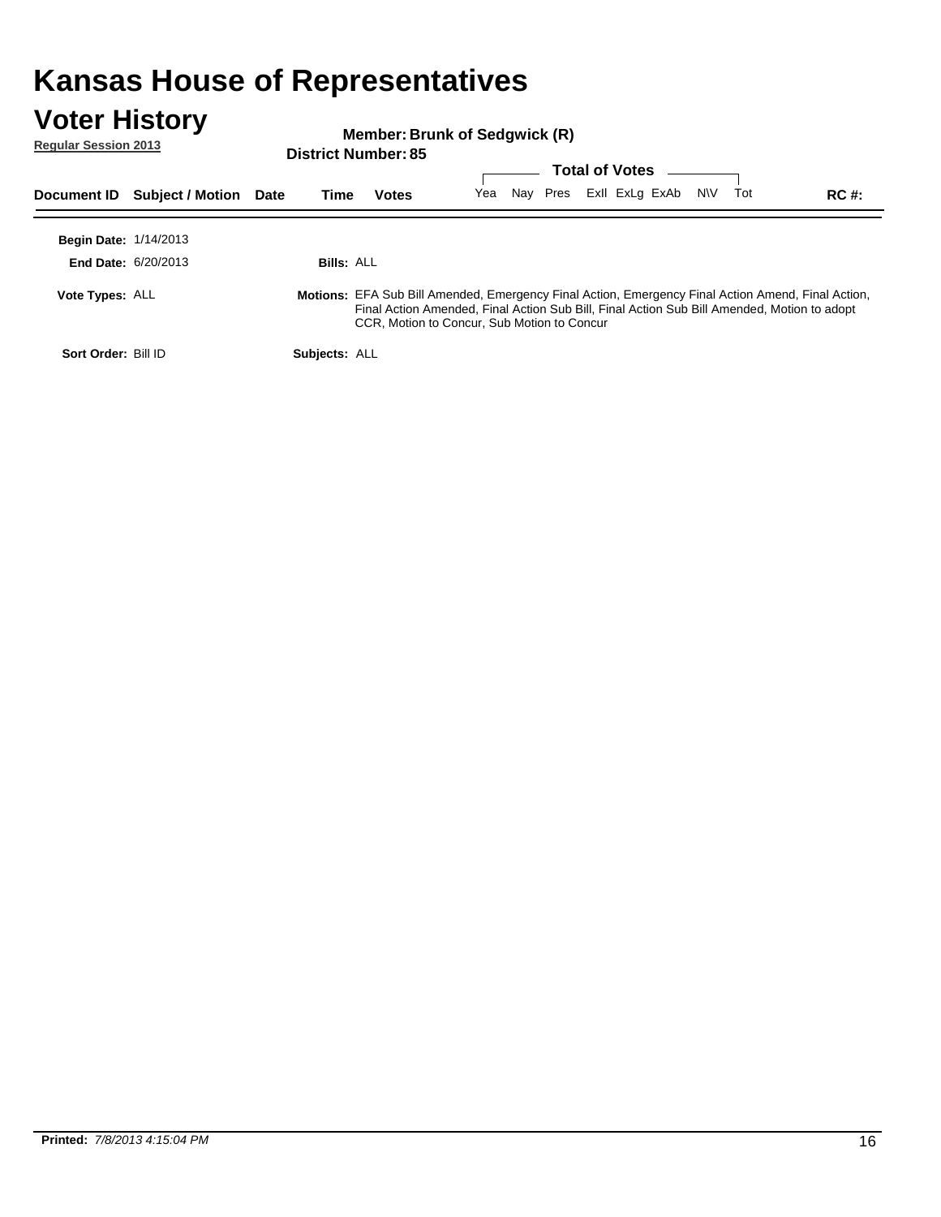# Kansas House of Representatives

## Voter History

**Regular Session 2013**

**Member:** Brunk of Sedgwick (R)

**District Number:** 85

| Document ID | Subject / Motion | Date | Time | Votes | Total of Votes | | | | | | | | RC #: |
|---|---|---|---|---|---|---|---|---|---|---|---|---|---|
| | | | | | Yea | Nay | Pres | ExII | ExLg | ExAb | N\V | Tot | |

**Begin Date:** 1/14/2013

**End Date:** 6/20/2013

**Bills:** ALL

**Vote Types:** ALL

**Motions:** EFA Sub Bill Amended, Emergency Final Action, Emergency Final Action Amend, Final Action, Final Action Amended, Final Action Sub Bill, Final Action Sub Bill Amended, Motion to adopt CCR, Motion to Concur, Sub Motion to Concur

**Sort Order:** Bill ID

**Subjects:** ALL

**Printed:** *7/8/2013 4:15:04 PM*